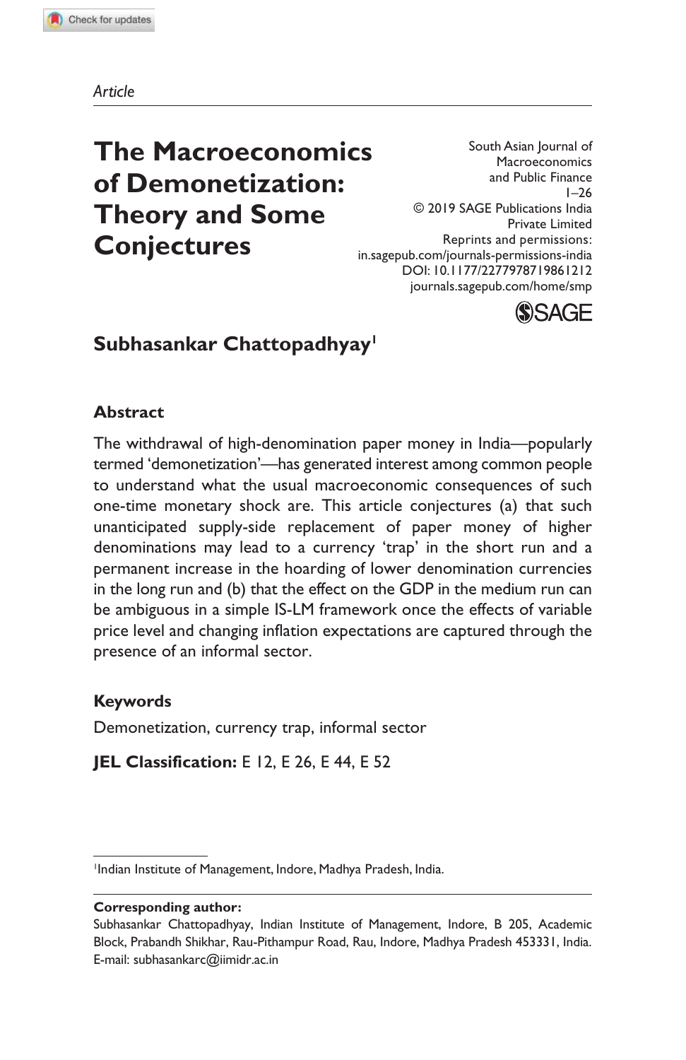*Article*

# The Macroeconomics of Demonetization: Theory and Some Conjectures

South Asian Journal of Macroeconomics and Public Finance
1–26
© 2019 SAGE Publications India Private Limited
Reprints and permissions:
in.sagepub.com/journals-permissions-india
DOI: 10.1177/2277978719861212
journals.sagepub.com/home/smp

**Subhasankar Chattopadhyay**[1]

## Abstract

The withdrawal of high-denomination paper money in India—popularly termed 'demonetization'—has generated interest among common people to understand what the usual macroeconomic consequences of such one-time monetary shock are. This article conjectures (a) that such unanticipated supply-side replacement of paper money of higher denominations may lead to a currency 'trap' in the short run and a permanent increase in the hoarding of lower denomination currencies in the long run and (b) that the effect on the GDP in the medium run can be ambiguous in a simple IS-LM framework once the effects of variable price level and changing inflation expectations are captured through the presence of an informal sector.

## Keywords

Demonetization, currency trap, informal sector

**JEL Classification:** E 12, E 26, E 44, E 52

[1]Indian Institute of Management, Indore, Madhya Pradesh, India.

**Corresponding author:**
Subhasankar Chattopadhyay, Indian Institute of Management, Indore, B 205, Academic Block, Prabandh Shikhar, Rau-Pithampur Road, Rau, Indore, Madhya Pradesh 453331, India.
E-mail: subhasankarc@iimidr.ac.in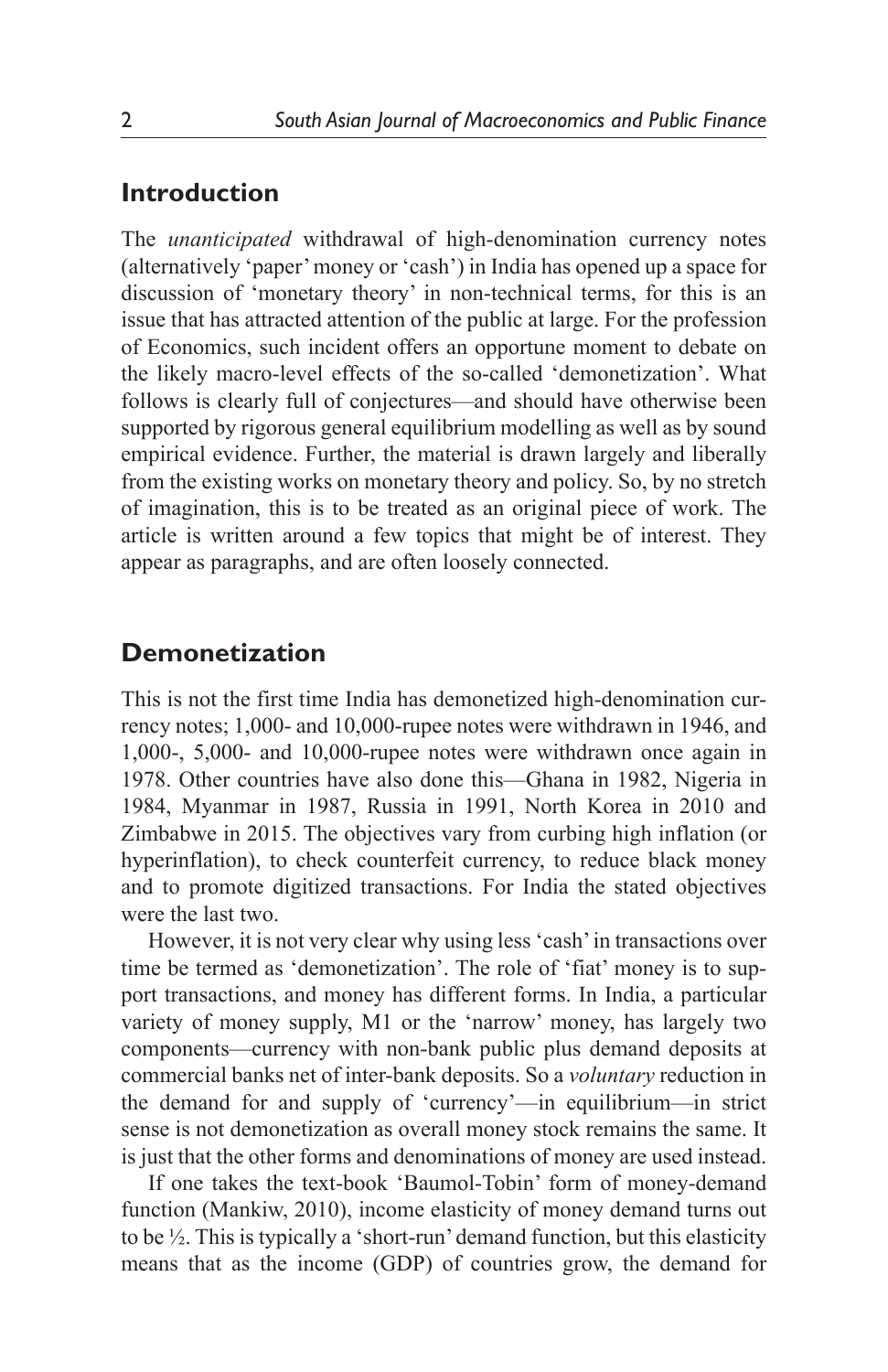## Introduction

The *unanticipated* withdrawal of high-denomination currency notes (alternatively 'paper' money or 'cash') in India has opened up a space for discussion of 'monetary theory' in non-technical terms, for this is an issue that has attracted attention of the public at large. For the profession of Economics, such incident offers an opportune moment to debate on the likely macro-level effects of the so-called 'demonetization'. What follows is clearly full of conjectures—and should have otherwise been supported by rigorous general equilibrium modelling as well as by sound empirical evidence. Further, the material is drawn largely and liberally from the existing works on monetary theory and policy. So, by no stretch of imagination, this is to be treated as an original piece of work. The article is written around a few topics that might be of interest. They appear as paragraphs, and are often loosely connected.

## Demonetization

This is not the first time India has demonetized high-denomination currency notes; 1,000- and 10,000-rupee notes were withdrawn in 1946, and 1,000-, 5,000- and 10,000-rupee notes were withdrawn once again in 1978. Other countries have also done this—Ghana in 1982, Nigeria in 1984, Myanmar in 1987, Russia in 1991, North Korea in 2010 and Zimbabwe in 2015. The objectives vary from curbing high inflation (or hyperinflation), to check counterfeit currency, to reduce black money and to promote digitized transactions. For India the stated objectives were the last two.

However, it is not very clear why using less 'cash' in transactions over time be termed as 'demonetization'. The role of 'fiat' money is to support transactions, and money has different forms. In India, a particular variety of money supply, M1 or the 'narrow' money, has largely two components—currency with non-bank public plus demand deposits at commercial banks net of inter-bank deposits. So a *voluntary* reduction in the demand for and supply of 'currency'—in equilibrium—in strict sense is not demonetization as overall money stock remains the same. It is just that the other forms and denominations of money are used instead.

If one takes the text-book 'Baumol-Tobin' form of money-demand function (Mankiw, 2010), income elasticity of money demand turns out to be ½. This is typically a 'short-run' demand function, but this elasticity means that as the income (GDP) of countries grow, the demand for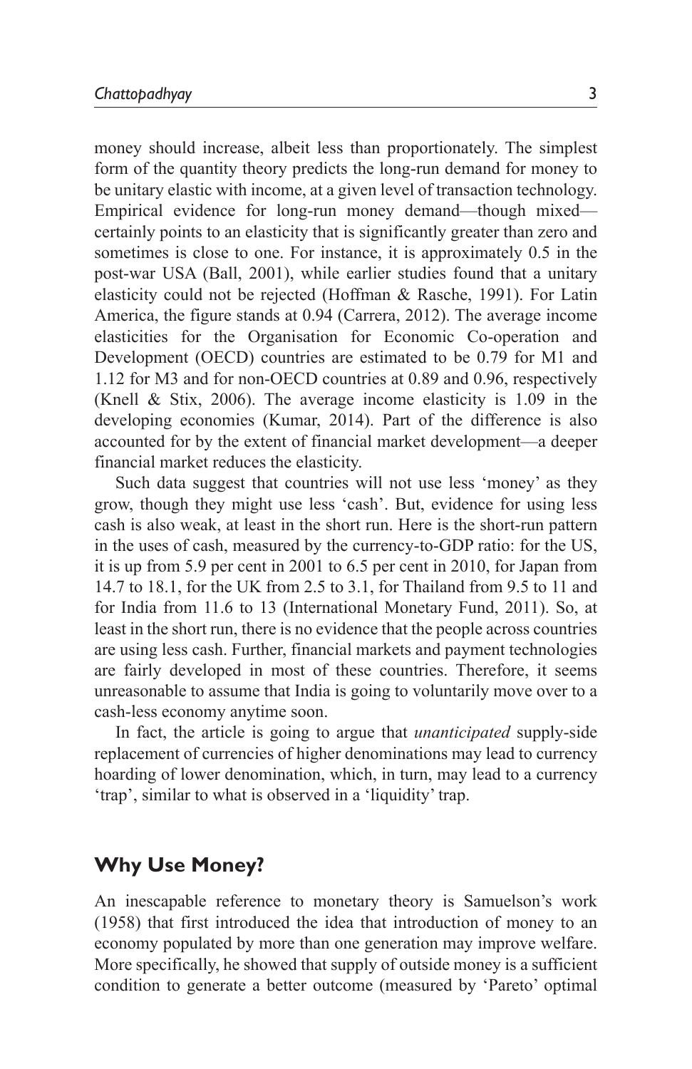money should increase, albeit less than proportionately. The simplest form of the quantity theory predicts the long-run demand for money to be unitary elastic with income, at a given level of transaction technology. Empirical evidence for long-run money demand—though mixed—certainly points to an elasticity that is significantly greater than zero and sometimes is close to one. For instance, it is approximately 0.5 in the post-war USA (Ball, 2001), while earlier studies found that a unitary elasticity could not be rejected (Hoffman & Rasche, 1991). For Latin America, the figure stands at 0.94 (Carrera, 2012). The average income elasticities for the Organisation for Economic Co-operation and Development (OECD) countries are estimated to be 0.79 for M1 and 1.12 for M3 and for non-OECD countries at 0.89 and 0.96, respectively (Knell & Stix, 2006). The average income elasticity is 1.09 in the developing economies (Kumar, 2014). Part of the difference is also accounted for by the extent of financial market development—a deeper financial market reduces the elasticity.

Such data suggest that countries will not use less 'money' as they grow, though they might use less 'cash'. But, evidence for using less cash is also weak, at least in the short run. Here is the short-run pattern in the uses of cash, measured by the currency-to-GDP ratio: for the US, it is up from 5.9 per cent in 2001 to 6.5 per cent in 2010, for Japan from 14.7 to 18.1, for the UK from 2.5 to 3.1, for Thailand from 9.5 to 11 and for India from 11.6 to 13 (International Monetary Fund, 2011). So, at least in the short run, there is no evidence that the people across countries are using less cash. Further, financial markets and payment technologies are fairly developed in most of these countries. Therefore, it seems unreasonable to assume that India is going to voluntarily move over to a cash-less economy anytime soon.

In fact, the article is going to argue that *unanticipated* supply-side replacement of currencies of higher denominations may lead to currency hoarding of lower denomination, which, in turn, may lead to a currency 'trap', similar to what is observed in a 'liquidity' trap.

## Why Use Money?

An inescapable reference to monetary theory is Samuelson's work (1958) that first introduced the idea that introduction of money to an economy populated by more than one generation may improve welfare. More specifically, he showed that supply of outside money is a sufficient condition to generate a better outcome (measured by 'Pareto' optimal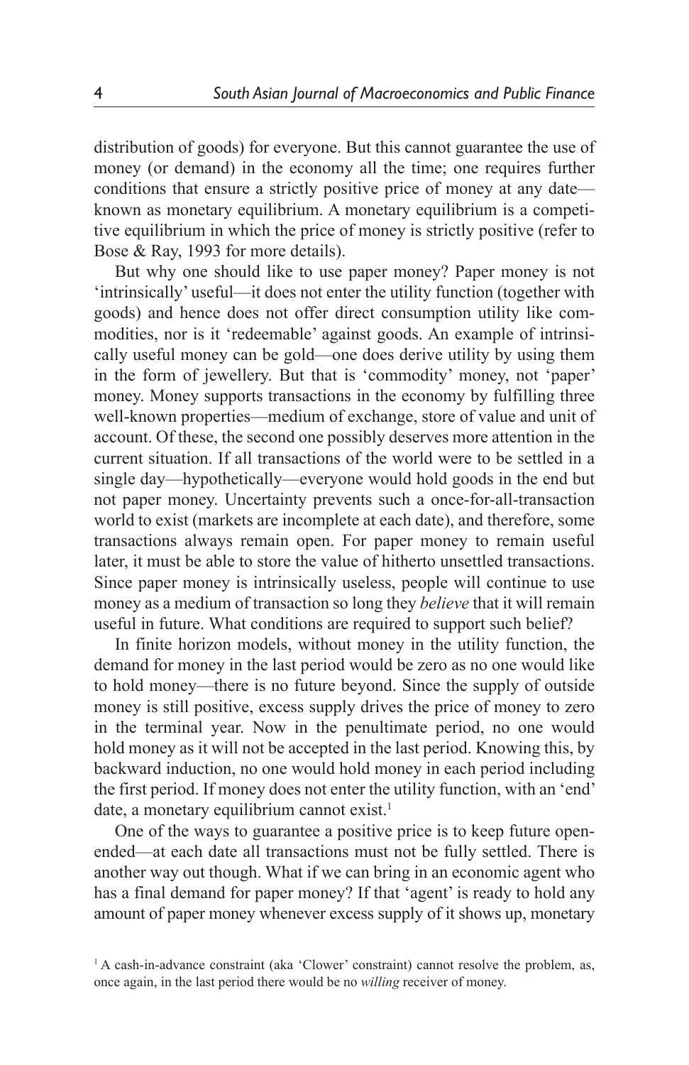distribution of goods) for everyone. But this cannot guarantee the use of money (or demand) in the economy all the time; one requires further conditions that ensure a strictly positive price of money at any date—known as monetary equilibrium. A monetary equilibrium is a competitive equilibrium in which the price of money is strictly positive (refer to Bose & Ray, 1993 for more details).

But why one should like to use paper money? Paper money is not 'intrinsically' useful—it does not enter the utility function (together with goods) and hence does not offer direct consumption utility like commodities, nor is it 'redeemable' against goods. An example of intrinsically useful money can be gold—one does derive utility by using them in the form of jewellery. But that is 'commodity' money, not 'paper' money. Money supports transactions in the economy by fulfilling three well-known properties—medium of exchange, store of value and unit of account. Of these, the second one possibly deserves more attention in the current situation. If all transactions of the world were to be settled in a single day—hypothetically—everyone would hold goods in the end but not paper money. Uncertainty prevents such a once-for-all-transaction world to exist (markets are incomplete at each date), and therefore, some transactions always remain open. For paper money to remain useful later, it must be able to store the value of hitherto unsettled transactions. Since paper money is intrinsically useless, people will continue to use money as a medium of transaction so long they *believe* that it will remain useful in future. What conditions are required to support such belief?

In finite horizon models, without money in the utility function, the demand for money in the last period would be zero as no one would like to hold money—there is no future beyond. Since the supply of outside money is still positive, excess supply drives the price of money to zero in the terminal year. Now in the penultimate period, no one would hold money as it will not be accepted in the last period. Knowing this, by backward induction, no one would hold money in each period including the first period. If money does not enter the utility function, with an 'end' date, a monetary equilibrium cannot exist.[1]

One of the ways to guarantee a positive price is to keep future open-ended—at each date all transactions must not be fully settled. There is another way out though. What if we can bring in an economic agent who has a final demand for paper money? If that 'agent' is ready to hold any amount of paper money whenever excess supply of it shows up, monetary

[1] A cash-in-advance constraint (aka 'Clower' constraint) cannot resolve the problem, as, once again, in the last period there would be no *willing* receiver of money.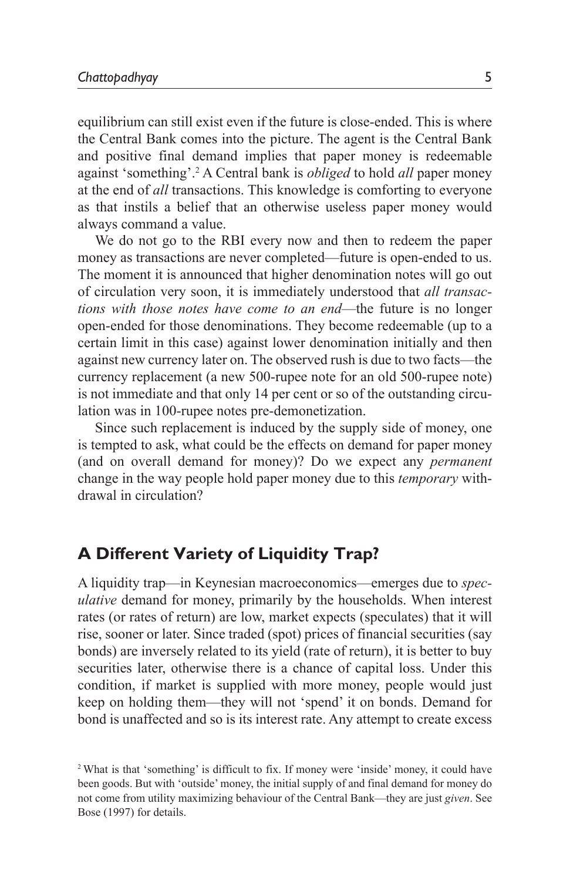equilibrium can still exist even if the future is close-ended. This is where the Central Bank comes into the picture. The agent is the Central Bank and positive final demand implies that paper money is redeemable against 'something'.[2] A Central bank is *obliged* to hold *all* paper money at the end of *all* transactions. This knowledge is comforting to everyone as that instils a belief that an otherwise useless paper money would always command a value.

We do not go to the RBI every now and then to redeem the paper money as transactions are never completed—future is open-ended to us. The moment it is announced that higher denomination notes will go out of circulation very soon, it is immediately understood that *all transactions with those notes have come to an end*—the future is no longer open-ended for those denominations. They become redeemable (up to a certain limit in this case) against lower denomination initially and then against new currency later on. The observed rush is due to two facts—the currency replacement (a new 500-rupee note for an old 500-rupee note) is not immediate and that only 14 per cent or so of the outstanding circulation was in 100-rupee notes pre-demonetization.

Since such replacement is induced by the supply side of money, one is tempted to ask, what could be the effects on demand for paper money (and on overall demand for money)? Do we expect any *permanent* change in the way people hold paper money due to this *temporary* withdrawal in circulation?

## A Different Variety of Liquidity Trap?

A liquidity trap—in Keynesian macroeconomics—emerges due to *speculative* demand for money, primarily by the households. When interest rates (or rates of return) are low, market expects (speculates) that it will rise, sooner or later. Since traded (spot) prices of financial securities (say bonds) are inversely related to its yield (rate of return), it is better to buy securities later, otherwise there is a chance of capital loss. Under this condition, if market is supplied with more money, people would just keep on holding them—they will not 'spend' it on bonds. Demand for bond is unaffected and so is its interest rate. Any attempt to create excess

[2] What is that 'something' is difficult to fix. If money were 'inside' money, it could have been goods. But with 'outside' money, the initial supply of and final demand for money do not come from utility maximizing behaviour of the Central Bank—they are just *given*. See Bose (1997) for details.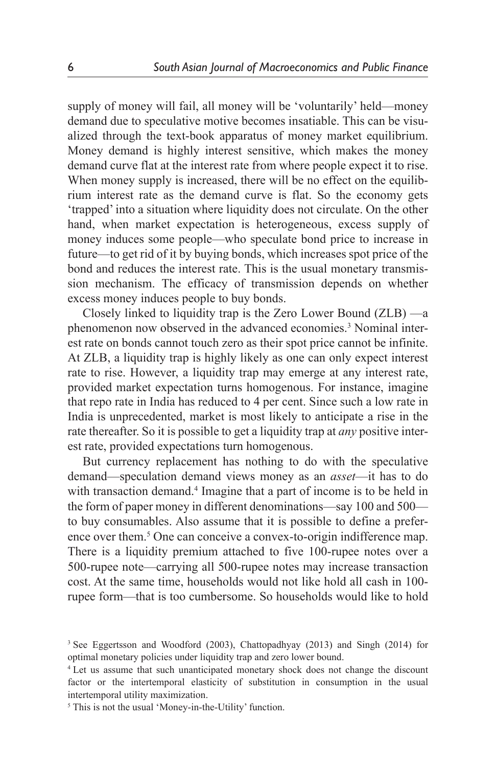supply of money will fail, all money will be 'voluntarily' held—money demand due to speculative motive becomes insatiable. This can be visualized through the text-book apparatus of money market equilibrium. Money demand is highly interest sensitive, which makes the money demand curve flat at the interest rate from where people expect it to rise. When money supply is increased, there will be no effect on the equilibrium interest rate as the demand curve is flat. So the economy gets 'trapped' into a situation where liquidity does not circulate. On the other hand, when market expectation is heterogeneous, excess supply of money induces some people—who speculate bond price to increase in future—to get rid of it by buying bonds, which increases spot price of the bond and reduces the interest rate. This is the usual monetary transmission mechanism. The efficacy of transmission depends on whether excess money induces people to buy bonds.

Closely linked to liquidity trap is the Zero Lower Bound (ZLB) —a phenomenon now observed in the advanced economies.[3] Nominal interest rate on bonds cannot touch zero as their spot price cannot be infinite. At ZLB, a liquidity trap is highly likely as one can only expect interest rate to rise. However, a liquidity trap may emerge at any interest rate, provided market expectation turns homogenous. For instance, imagine that repo rate in India has reduced to 4 per cent. Since such a low rate in India is unprecedented, market is most likely to anticipate a rise in the rate thereafter. So it is possible to get a liquidity trap at *any* positive interest rate, provided expectations turn homogenous.

But currency replacement has nothing to do with the speculative demand—speculation demand views money as an *asset*—it has to do with transaction demand.[4] Imagine that a part of income is to be held in the form of paper money in different denominations—say 100 and 500—to buy consumables. Also assume that it is possible to define a preference over them.[5] One can conceive a convex-to-origin indifference map. There is a liquidity premium attached to five 100-rupee notes over a 500-rupee note—carrying all 500-rupee notes may increase transaction cost. At the same time, households would not like hold all cash in 100-rupee form—that is too cumbersome. So households would like to hold

[3] See Eggertsson and Woodford (2003), Chattopadhyay (2013) and Singh (2014) for optimal monetary policies under liquidity trap and zero lower bound.

[4] Let us assume that such unanticipated monetary shock does not change the discount factor or the intertemporal elasticity of substitution in consumption in the usual intertemporal utility maximization.

[5] This is not the usual 'Money-in-the-Utility' function.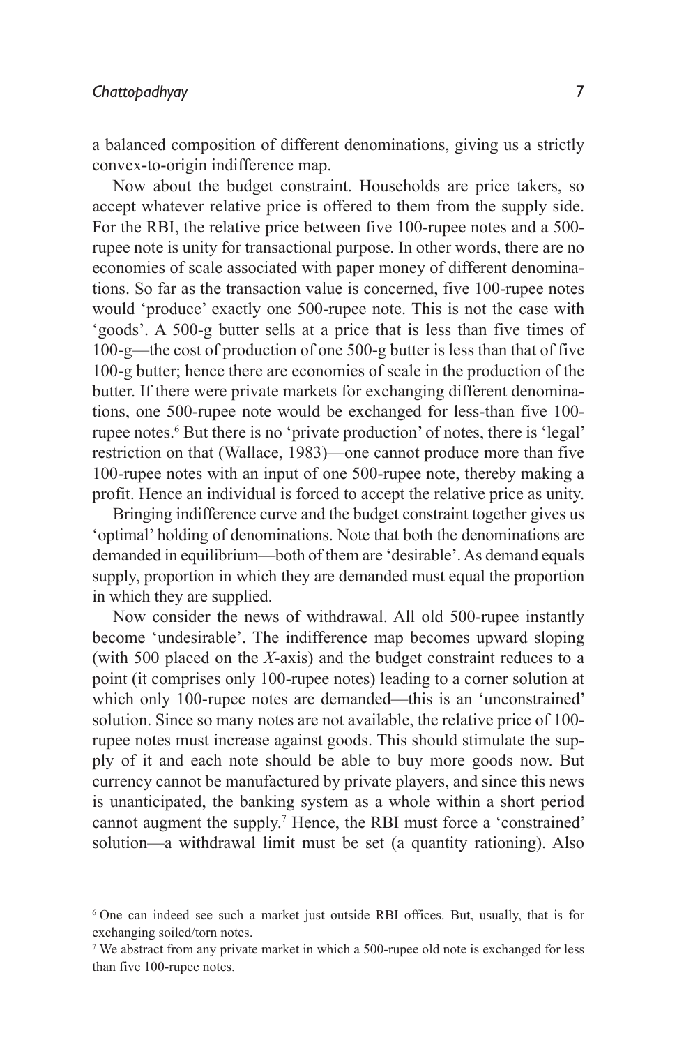a balanced composition of different denominations, giving us a strictly convex-to-origin indifference map.

Now about the budget constraint. Households are price takers, so accept whatever relative price is offered to them from the supply side. For the RBI, the relative price between five 100-rupee notes and a 500-rupee note is unity for transactional purpose. In other words, there are no economies of scale associated with paper money of different denominations. So far as the transaction value is concerned, five 100-rupee notes would 'produce' exactly one 500-rupee note. This is not the case with 'goods'. A 500-g butter sells at a price that is less than five times of 100-g—the cost of production of one 500-g butter is less than that of five 100-g butter; hence there are economies of scale in the production of the butter. If there were private markets for exchanging different denominations, one 500-rupee note would be exchanged for less-than five 100-rupee notes.[6] But there is no 'private production' of notes, there is 'legal' restriction on that (Wallace, 1983)—one cannot produce more than five 100-rupee notes with an input of one 500-rupee note, thereby making a profit. Hence an individual is forced to accept the relative price as unity.

Bringing indifference curve and the budget constraint together gives us 'optimal' holding of denominations. Note that both the denominations are demanded in equilibrium—both of them are 'desirable'. As demand equals supply, proportion in which they are demanded must equal the proportion in which they are supplied.

Now consider the news of withdrawal. All old 500-rupee instantly become 'undesirable'. The indifference map becomes upward sloping (with 500 placed on the *X*-axis) and the budget constraint reduces to a point (it comprises only 100-rupee notes) leading to a corner solution at which only 100-rupee notes are demanded—this is an 'unconstrained' solution. Since so many notes are not available, the relative price of 100-rupee notes must increase against goods. This should stimulate the supply of it and each note should be able to buy more goods now. But currency cannot be manufactured by private players, and since this news is unanticipated, the banking system as a whole within a short period cannot augment the supply.[7] Hence, the RBI must force a 'constrained' solution—a withdrawal limit must be set (a quantity rationing). Also

[6] One can indeed see such a market just outside RBI offices. But, usually, that is for exchanging soiled/torn notes.

[7] We abstract from any private market in which a 500-rupee old note is exchanged for less than five 100-rupee notes.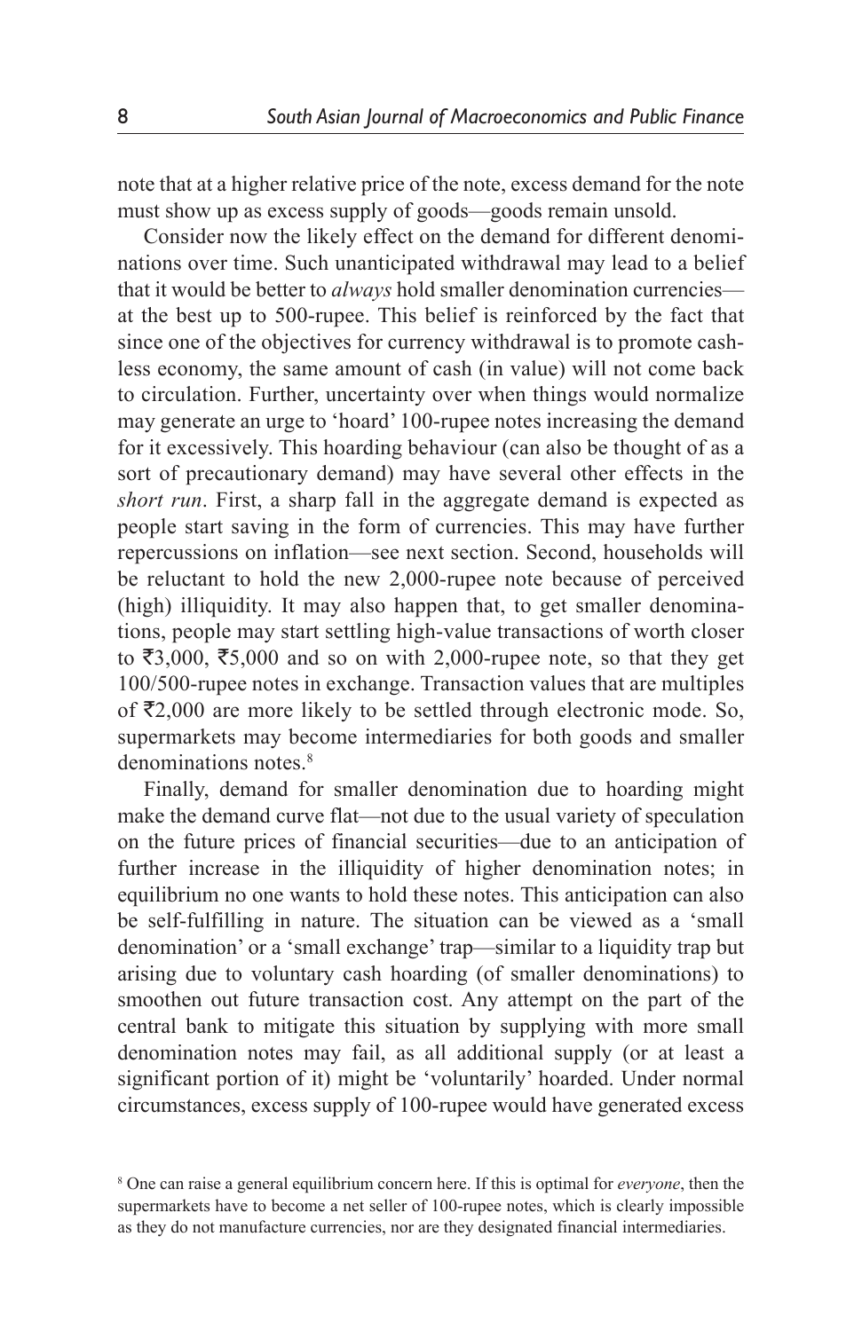note that at a higher relative price of the note, excess demand for the note must show up as excess supply of goods—goods remain unsold.

Consider now the likely effect on the demand for different denominations over time. Such unanticipated withdrawal may lead to a belief that it would be better to *always* hold smaller denomination currencies—at the best up to 500-rupee. This belief is reinforced by the fact that since one of the objectives for currency withdrawal is to promote cashless economy, the same amount of cash (in value) will not come back to circulation. Further, uncertainty over when things would normalize may generate an urge to 'hoard' 100-rupee notes increasing the demand for it excessively. This hoarding behaviour (can also be thought of as a sort of precautionary demand) may have several other effects in the *short run*. First, a sharp fall in the aggregate demand is expected as people start saving in the form of currencies. This may have further repercussions on inflation—see next section. Second, households will be reluctant to hold the new 2,000-rupee note because of perceived (high) illiquidity. It may also happen that, to get smaller denominations, people may start settling high-value transactions of worth closer to ₹3,000, ₹5,000 and so on with 2,000-rupee note, so that they get 100/500-rupee notes in exchange. Transaction values that are multiples of ₹2,000 are more likely to be settled through electronic mode. So, supermarkets may become intermediaries for both goods and smaller denominations notes.[8]

Finally, demand for smaller denomination due to hoarding might make the demand curve flat—not due to the usual variety of speculation on the future prices of financial securities—due to an anticipation of further increase in the illiquidity of higher denomination notes; in equilibrium no one wants to hold these notes. This anticipation can also be self-fulfilling in nature. The situation can be viewed as a 'small denomination' or a 'small exchange' trap—similar to a liquidity trap but arising due to voluntary cash hoarding (of smaller denominations) to smoothen out future transaction cost. Any attempt on the part of the central bank to mitigate this situation by supplying with more small denomination notes may fail, as all additional supply (or at least a significant portion of it) might be 'voluntarily' hoarded. Under normal circumstances, excess supply of 100-rupee would have generated excess

[8] One can raise a general equilibrium concern here. If this is optimal for *everyone*, then the supermarkets have to become a net seller of 100-rupee notes, which is clearly impossible as they do not manufacture currencies, nor are they designated financial intermediaries.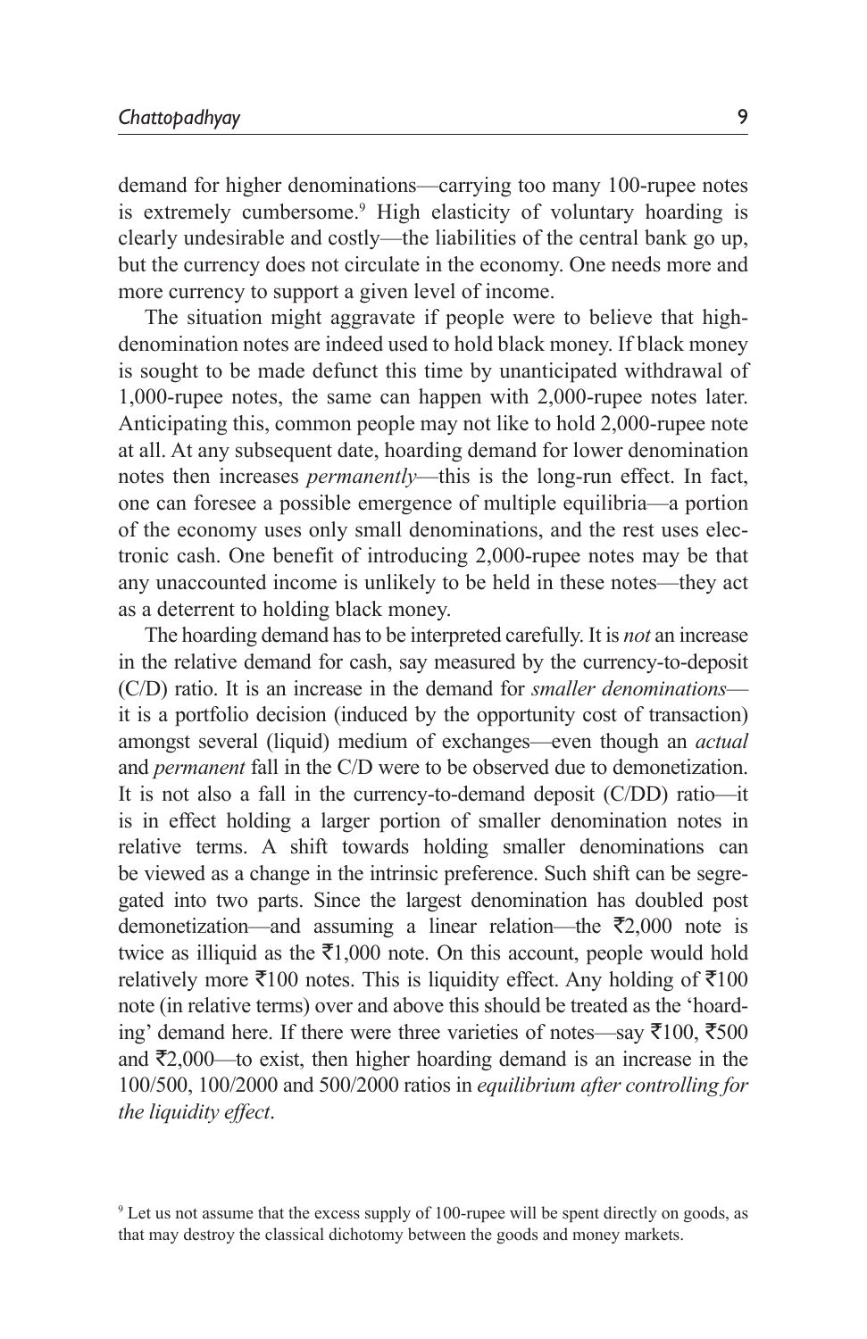demand for higher denominations—carrying too many 100-rupee notes is extremely cumbersome.[9] High elasticity of voluntary hoarding is clearly undesirable and costly—the liabilities of the central bank go up, but the currency does not circulate in the economy. One needs more and more currency to support a given level of income.

The situation might aggravate if people were to believe that high-denomination notes are indeed used to hold black money. If black money is sought to be made defunct this time by unanticipated withdrawal of 1,000-rupee notes, the same can happen with 2,000-rupee notes later. Anticipating this, common people may not like to hold 2,000-rupee note at all. At any subsequent date, hoarding demand for lower denomination notes then increases *permanently*—this is the long-run effect. In fact, one can foresee a possible emergence of multiple equilibria—a portion of the economy uses only small denominations, and the rest uses electronic cash. One benefit of introducing 2,000-rupee notes may be that any unaccounted income is unlikely to be held in these notes—they act as a deterrent to holding black money.

The hoarding demand has to be interpreted carefully. It is *not* an increase in the relative demand for cash, say measured by the currency-to-deposit (C/D) ratio. It is an increase in the demand for *smaller denominations*—it is a portfolio decision (induced by the opportunity cost of transaction) amongst several (liquid) medium of exchanges—even though an *actual* and *permanent* fall in the C/D were to be observed due to demonetization. It is not also a fall in the currency-to-demand deposit (C/DD) ratio—it is in effect holding a larger portion of smaller denomination notes in relative terms. A shift towards holding smaller denominations can be viewed as a change in the intrinsic preference. Such shift can be segregated into two parts. Since the largest denomination has doubled post demonetization—and assuming a linear relation—the ₹2,000 note is twice as illiquid as the ₹1,000 note. On this account, people would hold relatively more ₹100 notes. This is liquidity effect. Any holding of ₹100 note (in relative terms) over and above this should be treated as the 'hoarding' demand here. If there were three varieties of notes—say ₹100, ₹500 and ₹2,000—to exist, then higher hoarding demand is an increase in the 100/500, 100/2000 and 500/2000 ratios in *equilibrium after controlling for the liquidity effect*.

[9] Let us not assume that the excess supply of 100-rupee will be spent directly on goods, as that may destroy the classical dichotomy between the goods and money markets.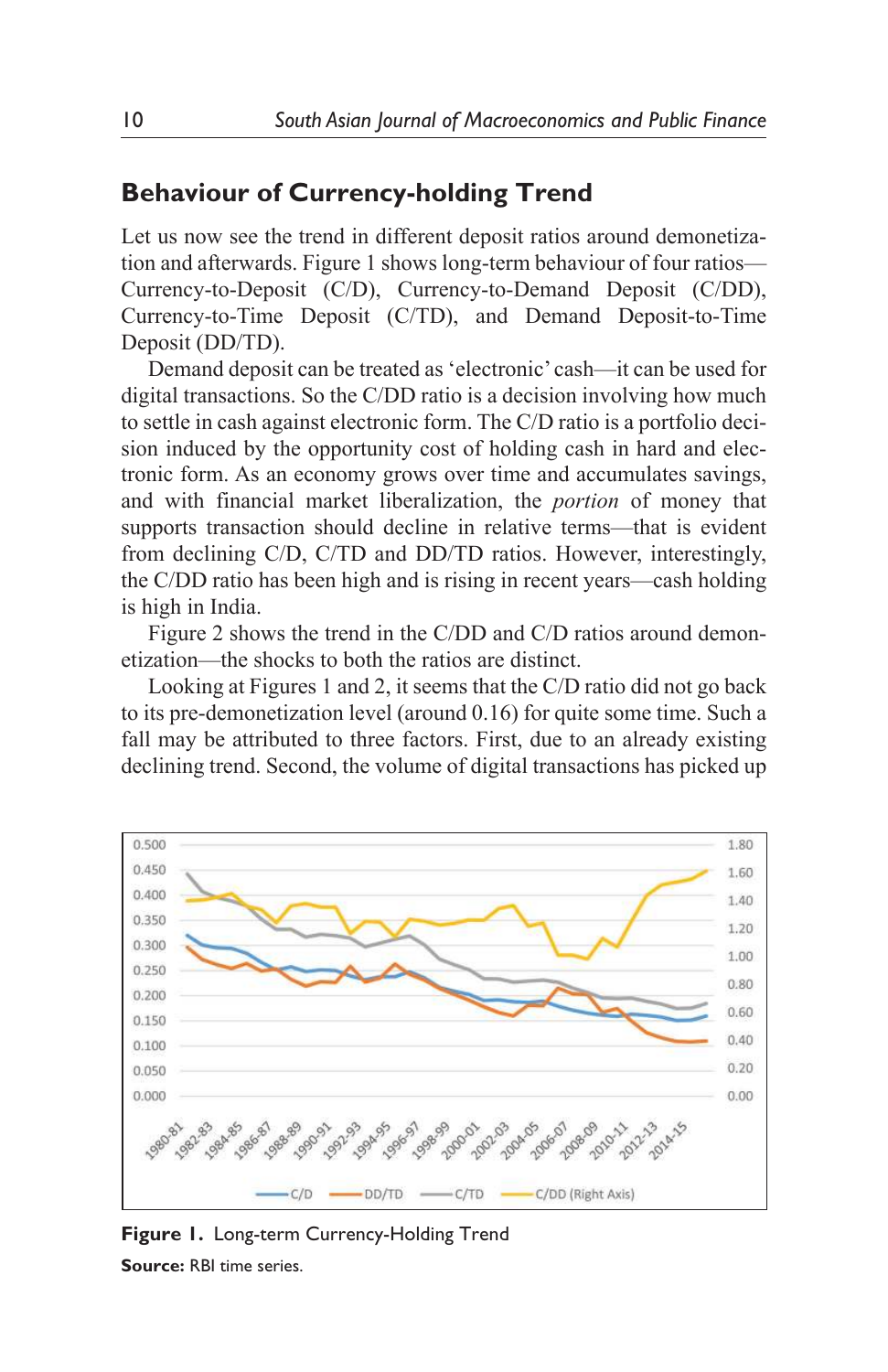## Behaviour of Currency-holding Trend

Let us now see the trend in different deposit ratios around demonetization and afterwards. Figure 1 shows long-term behaviour of four ratios—Currency-to-Deposit (C/D), Currency-to-Demand Deposit (C/DD), Currency-to-Time Deposit (C/TD), and Demand Deposit-to-Time Deposit (DD/TD).

Demand deposit can be treated as 'electronic' cash—it can be used for digital transactions. So the C/DD ratio is a decision involving how much to settle in cash against electronic form. The C/D ratio is a portfolio decision induced by the opportunity cost of holding cash in hard and electronic form. As an economy grows over time and accumulates savings, and with financial market liberalization, the *portion* of money that supports transaction should decline in relative terms—that is evident from declining C/D, C/TD and DD/TD ratios. However, interestingly, the C/DD ratio has been high and is rising in recent years—cash holding is high in India.

Figure 2 shows the trend in the C/DD and C/D ratios around demonetization—the shocks to both the ratios are distinct.

Looking at Figures 1 and 2, it seems that the C/D ratio did not go back to its pre-demonetization level (around 0.16) for quite some time. Such a fall may be attributed to three factors. First, due to an already existing declining trend. Second, the volume of digital transactions has picked up

**Figure 1.** Long-term Currency-Holding Trend

**Source:** RBI time series.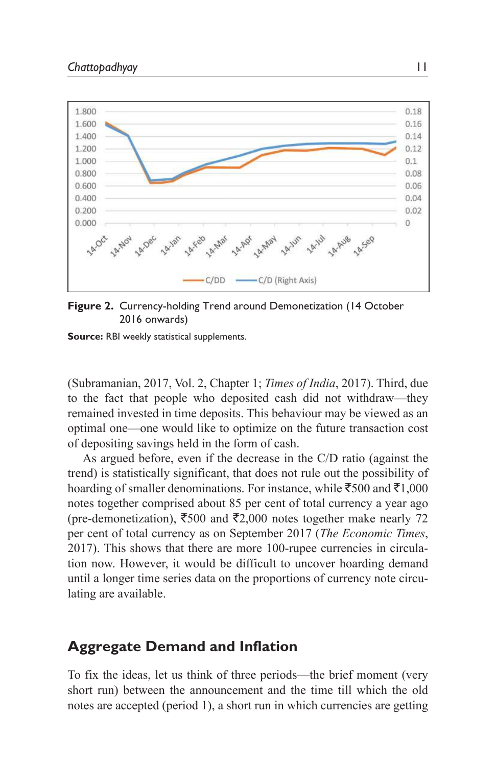**Figure 2.** Currency-holding Trend around Demonetization (14 October 2016 onwards)

**Source:** RBI weekly statistical supplements.

(Subramanian, 2017, Vol. 2, Chapter 1; *Times of India*, 2017). Third, due to the fact that people who deposited cash did not withdraw—they remained invested in time deposits. This behaviour may be viewed as an optimal one—one would like to optimize on the future transaction cost of depositing savings held in the form of cash.

As argued before, even if the decrease in the C/D ratio (against the trend) is statistically significant, that does not rule out the possibility of hoarding of smaller denominations. For instance, while ₹500 and ₹1,000 notes together comprised about 85 per cent of total currency a year ago (pre-demonetization), ₹500 and ₹2,000 notes together make nearly 72 per cent of total currency as on September 2017 (*The Economic Times*, 2017). This shows that there are more 100-rupee currencies in circulation now. However, it would be difficult to uncover hoarding demand until a longer time series data on the proportions of currency note circulating are available.

## Aggregate Demand and Inflation

To fix the ideas, let us think of three periods—the brief moment (very short run) between the announcement and the time till which the old notes are accepted (period 1), a short run in which currencies are getting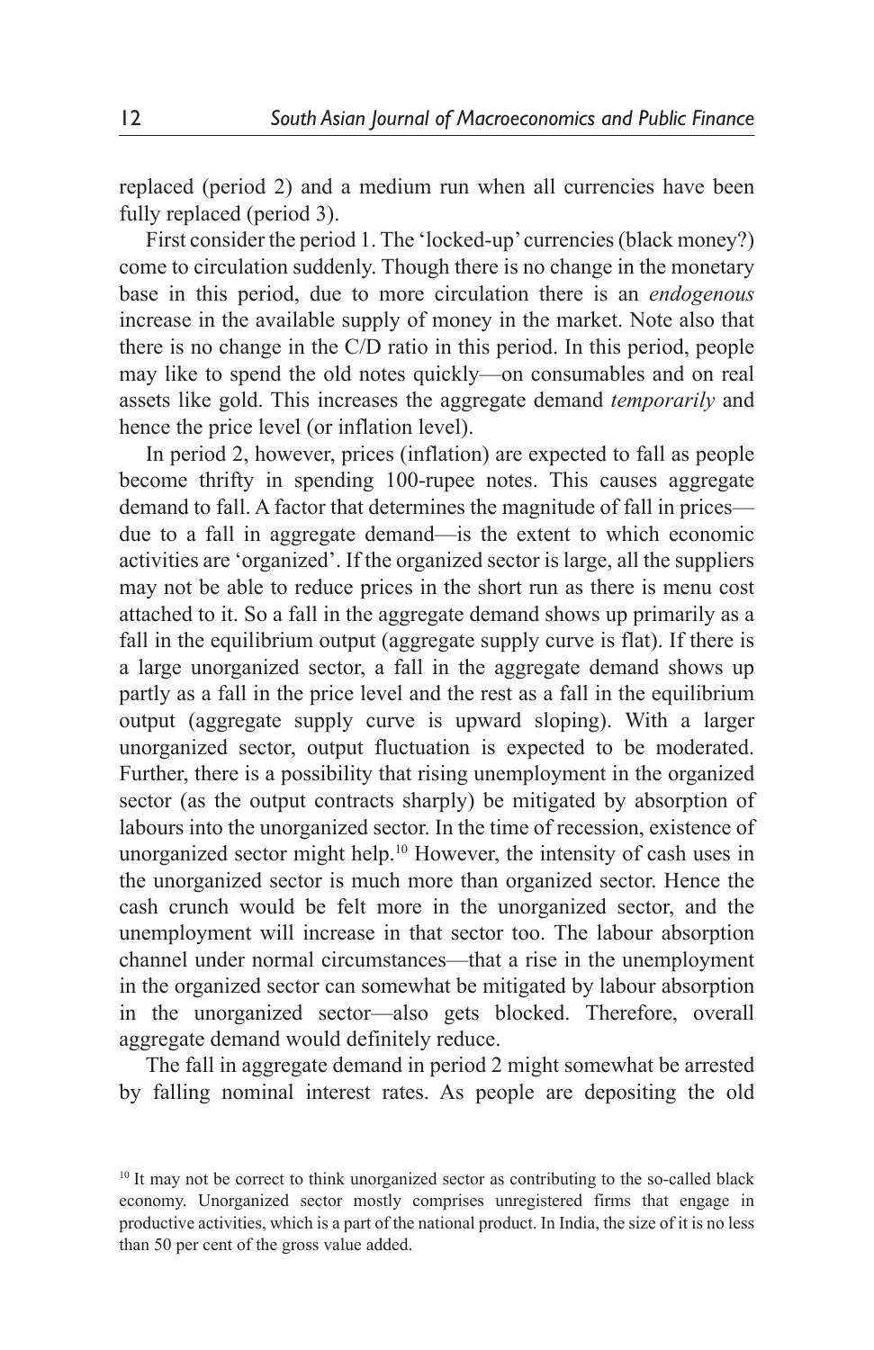replaced (period 2) and a medium run when all currencies have been fully replaced (period 3).

First consider the period 1. The 'locked-up' currencies (black money?) come to circulation suddenly. Though there is no change in the monetary base in this period, due to more circulation there is an *endogenous* increase in the available supply of money in the market. Note also that there is no change in the C/D ratio in this period. In this period, people may like to spend the old notes quickly—on consumables and on real assets like gold. This increases the aggregate demand *temporarily* and hence the price level (or inflation level).

In period 2, however, prices (inflation) are expected to fall as people become thrifty in spending 100-rupee notes. This causes aggregate demand to fall. A factor that determines the magnitude of fall in prices—due to a fall in aggregate demand—is the extent to which economic activities are 'organized'. If the organized sector is large, all the suppliers may not be able to reduce prices in the short run as there is menu cost attached to it. So a fall in the aggregate demand shows up primarily as a fall in the equilibrium output (aggregate supply curve is flat). If there is a large unorganized sector, a fall in the aggregate demand shows up partly as a fall in the price level and the rest as a fall in the equilibrium output (aggregate supply curve is upward sloping). With a larger unorganized sector, output fluctuation is expected to be moderated. Further, there is a possibility that rising unemployment in the organized sector (as the output contracts sharply) be mitigated by absorption of labours into the unorganized sector. In the time of recession, existence of unorganized sector might help.[10] However, the intensity of cash uses in the unorganized sector is much more than organized sector. Hence the cash crunch would be felt more in the unorganized sector, and the unemployment will increase in that sector too. The labour absorption channel under normal circumstances—that a rise in the unemployment in the organized sector can somewhat be mitigated by labour absorption in the unorganized sector—also gets blocked. Therefore, overall aggregate demand would definitely reduce.

The fall in aggregate demand in period 2 might somewhat be arrested by falling nominal interest rates. As people are depositing the old

[10] It may not be correct to think unorganized sector as contributing to the so-called black economy. Unorganized sector mostly comprises unregistered firms that engage in productive activities, which is a part of the national product. In India, the size of it is no less than 50 per cent of the gross value added.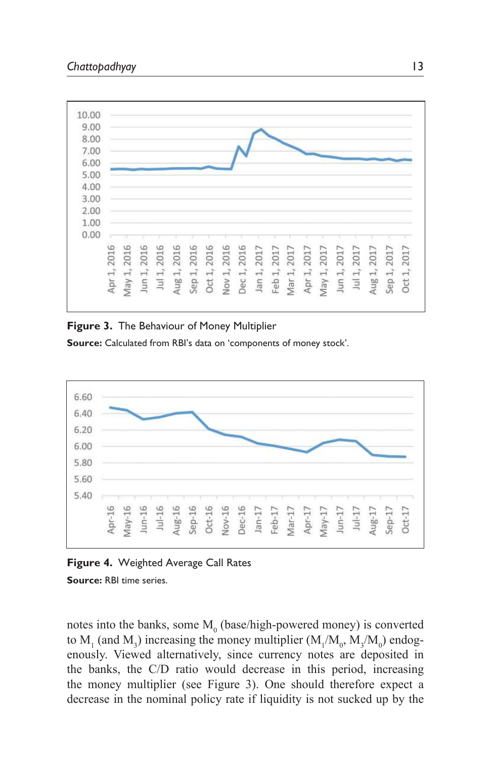**Figure 3.** The Behaviour of Money Multiplier

**Source:** Calculated from RBI's data on 'components of money stock'.

**Figure 4.** Weighted Average Call Rates

**Source:** RBI time series.

notes into the banks, some $M_0$ (base/high-powered money) is converted to $M_1$ (and $M_3$) increasing the money multiplier ($M_1/M_0$, $M_3/M_0$) endogenously. Viewed alternatively, since currency notes are deposited in the banks, the C/D ratio would decrease in this period, increasing the money multiplier (see Figure 3). One should therefore expect a decrease in the nominal policy rate if liquidity is not sucked up by the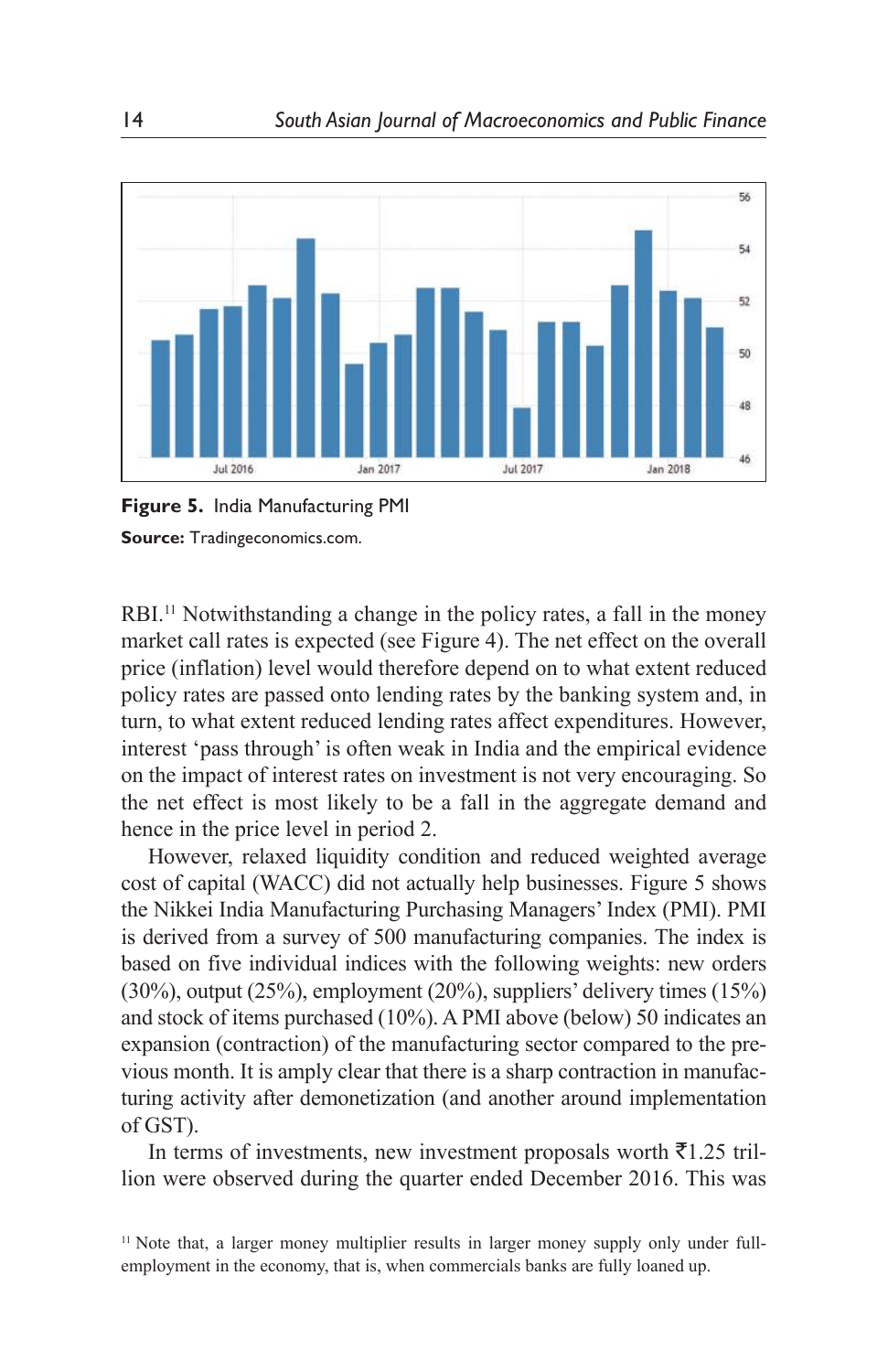**Figure 5.** India Manufacturing PMI

**Source:** Tradingeconomics.com.

RBI.[11] Notwithstanding a change in the policy rates, a fall in the money market call rates is expected (see Figure 4). The net effect on the overall price (inflation) level would therefore depend on to what extent reduced policy rates are passed onto lending rates by the banking system and, in turn, to what extent reduced lending rates affect expenditures. However, interest 'pass through' is often weak in India and the empirical evidence on the impact of interest rates on investment is not very encouraging. So the net effect is most likely to be a fall in the aggregate demand and hence in the price level in period 2.

However, relaxed liquidity condition and reduced weighted average cost of capital (WACC) did not actually help businesses. Figure 5 shows the Nikkei India Manufacturing Purchasing Managers' Index (PMI). PMI is derived from a survey of 500 manufacturing companies. The index is based on five individual indices with the following weights: new orders (30%), output (25%), employment (20%), suppliers' delivery times (15%) and stock of items purchased (10%). A PMI above (below) 50 indicates an expansion (contraction) of the manufacturing sector compared to the previous month. It is amply clear that there is a sharp contraction in manufacturing activity after demonetization (and another around implementation of GST).

In terms of investments, new investment proposals worth ₹1.25 trillion were observed during the quarter ended December 2016. This was

[11] Note that, a larger money multiplier results in larger money supply only under full-employment in the economy, that is, when commercials banks are fully loaned up.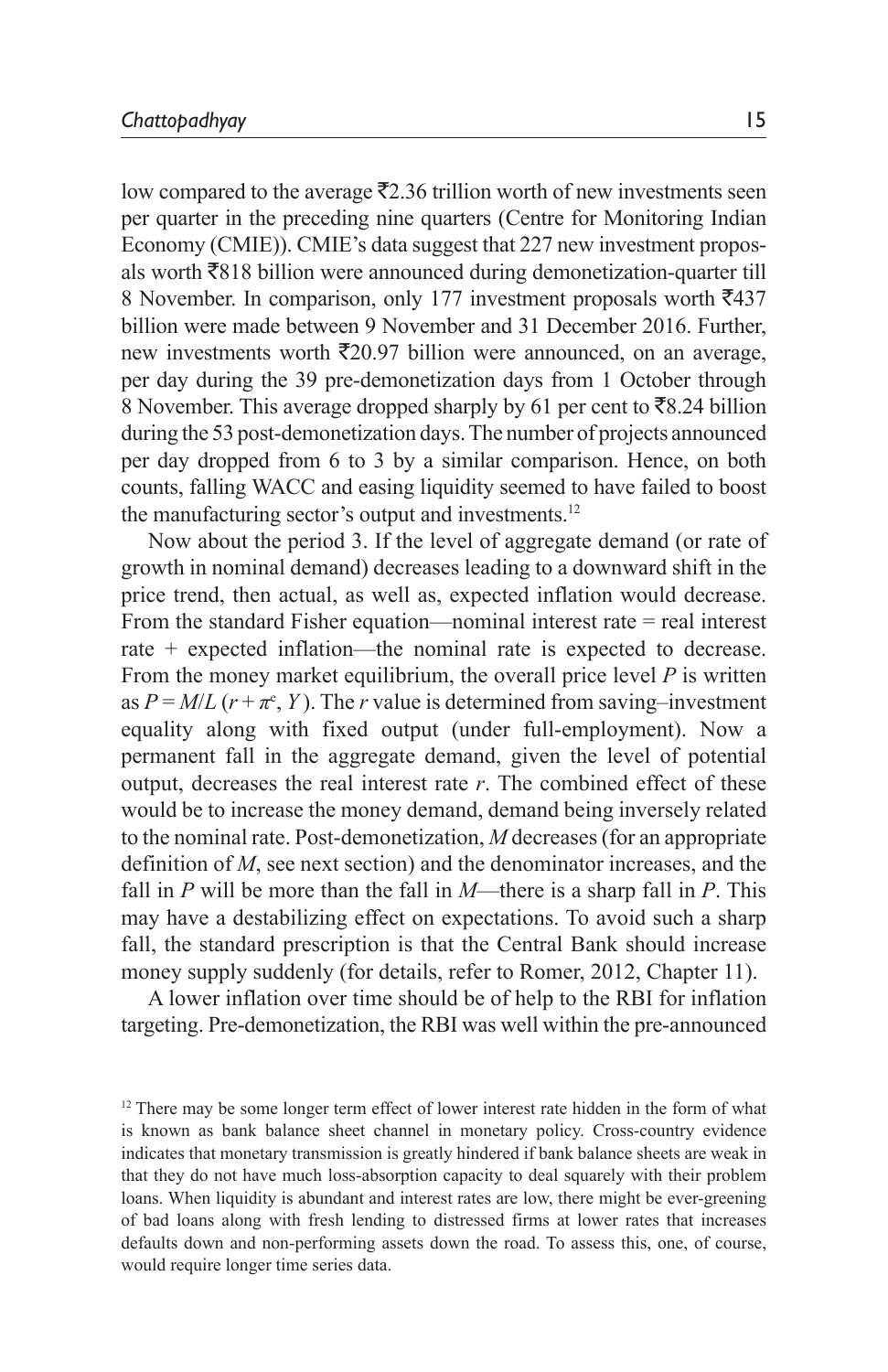low compared to the average ₹2.36 trillion worth of new investments seen per quarter in the preceding nine quarters (Centre for Monitoring Indian Economy (CMIE)). CMIE's data suggest that 227 new investment proposals worth ₹818 billion were announced during demonetization-quarter till 8 November. In comparison, only 177 investment proposals worth ₹437 billion were made between 9 November and 31 December 2016. Further, new investments worth ₹20.97 billion were announced, on an average, per day during the 39 pre-demonetization days from 1 October through 8 November. This average dropped sharply by 61 per cent to ₹8.24 billion during the 53 post-demonetization days. The number of projects announced per day dropped from 6 to 3 by a similar comparison. Hence, on both counts, falling WACC and easing liquidity seemed to have failed to boost the manufacturing sector's output and investments.[12]

Now about the period 3. If the level of aggregate demand (or rate of growth in nominal demand) decreases leading to a downward shift in the price trend, then actual, as well as, expected inflation would decrease. From the standard Fisher equation—nominal interest rate = real interest rate + expected inflation—the nominal rate is expected to decrease. From the money market equilibrium, the overall price level $P$ is written as $P = M/L\,(r + \pi^e, Y)$. The $r$ value is determined from saving–investment equality along with fixed output (under full-employment). Now a permanent fall in the aggregate demand, given the level of potential output, decreases the real interest rate $r$. The combined effect of these would be to increase the money demand, demand being inversely related to the nominal rate. Post-demonetization, $M$ decreases (for an appropriate definition of $M$, see next section) and the denominator increases, and the fall in $P$ will be more than the fall in $M$—there is a sharp fall in $P$. This may have a destabilizing effect on expectations. To avoid such a sharp fall, the standard prescription is that the Central Bank should increase money supply suddenly (for details, refer to Romer, 2012, Chapter 11).

A lower inflation over time should be of help to the RBI for inflation targeting. Pre-demonetization, the RBI was well within the pre-announced

[12] There may be some longer term effect of lower interest rate hidden in the form of what is known as bank balance sheet channel in monetary policy. Cross-country evidence indicates that monetary transmission is greatly hindered if bank balance sheets are weak in that they do not have much loss-absorption capacity to deal squarely with their problem loans. When liquidity is abundant and interest rates are low, there might be ever-greening of bad loans along with fresh lending to distressed firms at lower rates that increases defaults down and non-performing assets down the road. To assess this, one, of course, would require longer time series data.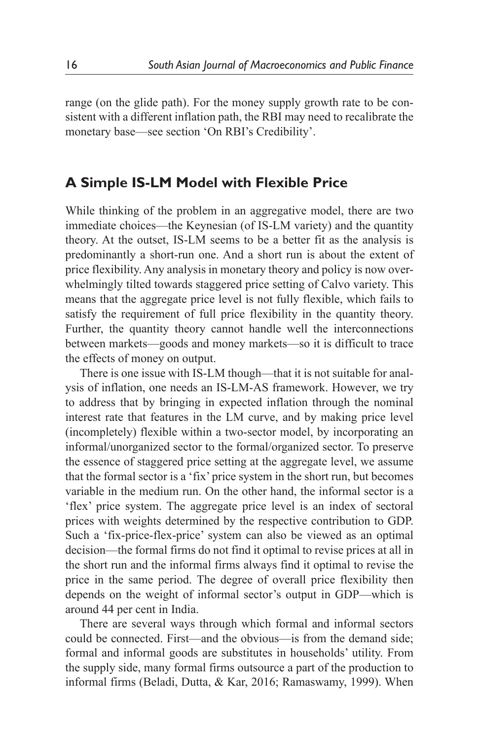range (on the glide path). For the money supply growth rate to be consistent with a different inflation path, the RBI may need to recalibrate the monetary base—see section 'On RBI's Credibility'.

## A Simple IS-LM Model with Flexible Price

While thinking of the problem in an aggregative model, there are two immediate choices—the Keynesian (of IS-LM variety) and the quantity theory. At the outset, IS-LM seems to be a better fit as the analysis is predominantly a short-run one. And a short run is about the extent of price flexibility. Any analysis in monetary theory and policy is now overwhelmingly tilted towards staggered price setting of Calvo variety. This means that the aggregate price level is not fully flexible, which fails to satisfy the requirement of full price flexibility in the quantity theory. Further, the quantity theory cannot handle well the interconnections between markets—goods and money markets—so it is difficult to trace the effects of money on output.

There is one issue with IS-LM though—that it is not suitable for analysis of inflation, one needs an IS-LM-AS framework. However, we try to address that by bringing in expected inflation through the nominal interest rate that features in the LM curve, and by making price level (incompletely) flexible within a two-sector model, by incorporating an informal/unorganized sector to the formal/organized sector. To preserve the essence of staggered price setting at the aggregate level, we assume that the formal sector is a 'fix' price system in the short run, but becomes variable in the medium run. On the other hand, the informal sector is a 'flex' price system. The aggregate price level is an index of sectoral prices with weights determined by the respective contribution to GDP. Such a 'fix-price-flex-price' system can also be viewed as an optimal decision—the formal firms do not find it optimal to revise prices at all in the short run and the informal firms always find it optimal to revise the price in the same period. The degree of overall price flexibility then depends on the weight of informal sector's output in GDP—which is around 44 per cent in India.

There are several ways through which formal and informal sectors could be connected. First—and the obvious—is from the demand side; formal and informal goods are substitutes in households' utility. From the supply side, many formal firms outsource a part of the production to informal firms (Beladi, Dutta, & Kar, 2016; Ramaswamy, 1999). When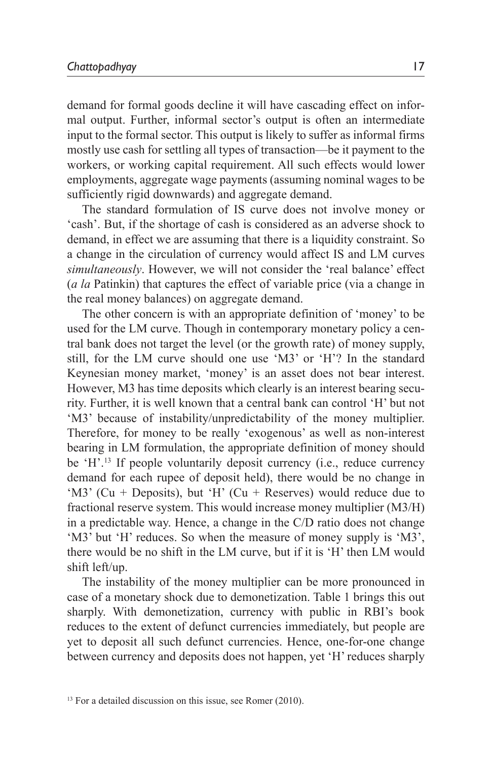demand for formal goods decline it will have cascading effect on informal output. Further, informal sector's output is often an intermediate input to the formal sector. This output is likely to suffer as informal firms mostly use cash for settling all types of transaction—be it payment to the workers, or working capital requirement. All such effects would lower employments, aggregate wage payments (assuming nominal wages to be sufficiently rigid downwards) and aggregate demand.

The standard formulation of IS curve does not involve money or 'cash'. But, if the shortage of cash is considered as an adverse shock to demand, in effect we are assuming that there is a liquidity constraint. So a change in the circulation of currency would affect IS and LM curves *simultaneously*. However, we will not consider the 'real balance' effect (*a la* Patinkin) that captures the effect of variable price (via a change in the real money balances) on aggregate demand.

The other concern is with an appropriate definition of 'money' to be used for the LM curve. Though in contemporary monetary policy a central bank does not target the level (or the growth rate) of money supply, still, for the LM curve should one use 'M3' or 'H'? In the standard Keynesian money market, 'money' is an asset does not bear interest. However, M3 has time deposits which clearly is an interest bearing security. Further, it is well known that a central bank can control 'H' but not 'M3' because of instability/unpredictability of the money multiplier. Therefore, for money to be really 'exogenous' as well as non-interest bearing in LM formulation, the appropriate definition of money should be 'H'.[13] If people voluntarily deposit currency (i.e., reduce currency demand for each rupee of deposit held), there would be no change in 'M3' (Cu + Deposits), but 'H' (Cu + Reserves) would reduce due to fractional reserve system. This would increase money multiplier (M3/H) in a predictable way. Hence, a change in the C/D ratio does not change 'M3' but 'H' reduces. So when the measure of money supply is 'M3', there would be no shift in the LM curve, but if it is 'H' then LM would shift left/up.

The instability of the money multiplier can be more pronounced in case of a monetary shock due to demonetization. Table 1 brings this out sharply. With demonetization, currency with public in RBI's book reduces to the extent of defunct currencies immediately, but people are yet to deposit all such defunct currencies. Hence, one-for-one change between currency and deposits does not happen, yet 'H' reduces sharply

[13] For a detailed discussion on this issue, see Romer (2010).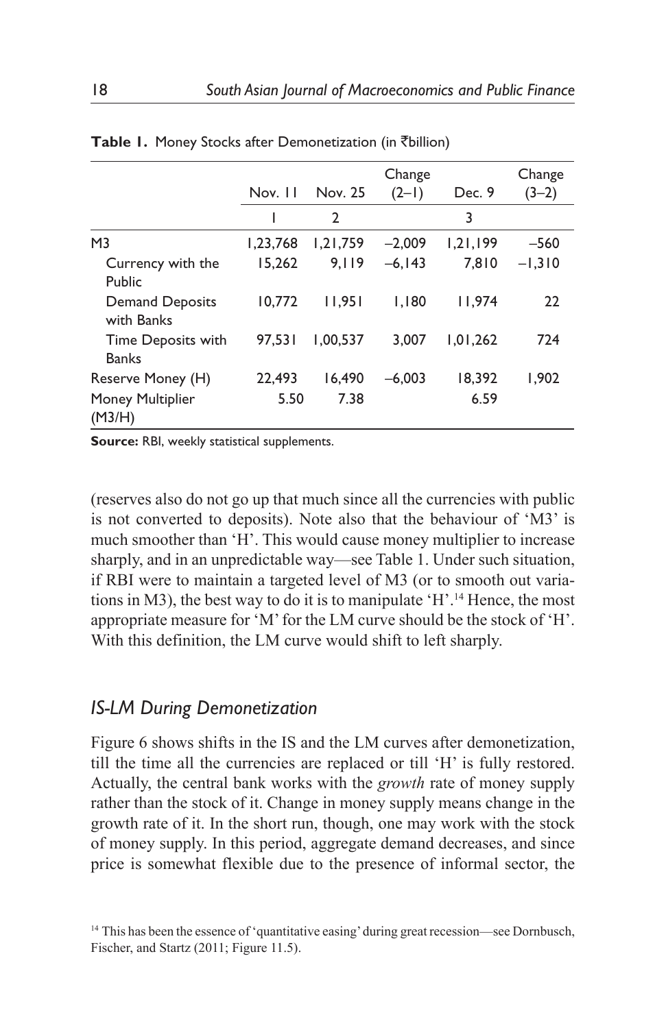**Table 1.** Money Stocks after Demonetization (in ₹billion)

| | Nov. 11 | Nov. 25 | Change (2–1) | Dec. 9 | Change (3–2) |
|---|---|---|---|---|---|
| | 1 | 2 | | 3 | |
| M3 | 1,23,768 | 1,21,759 | –2,009 | 1,21,199 | –560 |
| Currency with the Public | 15,262 | 9,119 | –6,143 | 7,810 | –1,310 |
| Demand Deposits with Banks | 10,772 | 11,951 | 1,180 | 11,974 | 22 |
| Time Deposits with Banks | 97,531 | 1,00,537 | 3,007 | 1,01,262 | 724 |
| Reserve Money (H) | 22,493 | 16,490 | –6,003 | 18,392 | 1,902 |
| Money Multiplier (M3/H) | 5.50 | 7.38 | | 6.59 | |

**Source:** RBI, weekly statistical supplements.

(reserves also do not go up that much since all the currencies with public is not converted to deposits). Note also that the behaviour of 'M3' is much smoother than 'H'. This would cause money multiplier to increase sharply, and in an unpredictable way—see Table 1. Under such situation, if RBI were to maintain a targeted level of M3 (or to smooth out variations in M3), the best way to do it is to manipulate 'H'.[14] Hence, the most appropriate measure for 'M' for the LM curve should be the stock of 'H'. With this definition, the LM curve would shift to left sharply.

## *IS-LM During Demonetization*

Figure 6 shows shifts in the IS and the LM curves after demonetization, till the time all the currencies are replaced or till 'H' is fully restored. Actually, the central bank works with the *growth* rate of money supply rather than the stock of it. Change in money supply means change in the growth rate of it. In the short run, though, one may work with the stock of money supply. In this period, aggregate demand decreases, and since price is somewhat flexible due to the presence of informal sector, the

[14] This has been the essence of 'quantitative easing' during great recession—see Dornbusch, Fischer, and Startz (2011; Figure 11.5).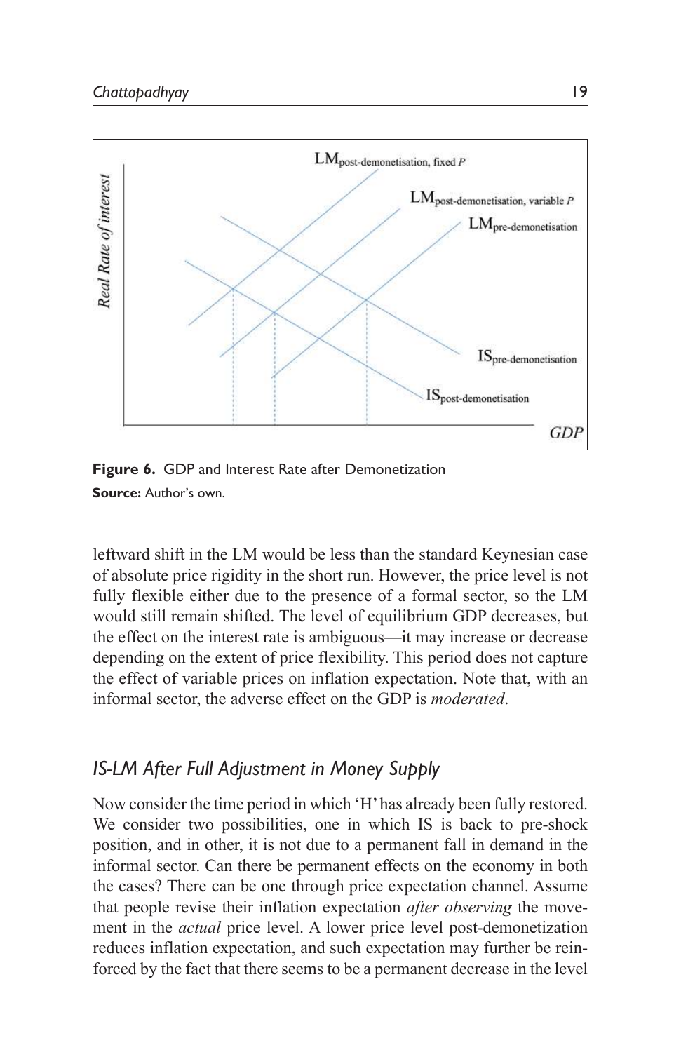**Figure 6.** GDP and Interest Rate after Demonetization

**Source:** Author's own.

leftward shift in the LM would be less than the standard Keynesian case of absolute price rigidity in the short run. However, the price level is not fully flexible either due to the presence of a formal sector, so the LM would still remain shifted. The level of equilibrium GDP decreases, but the effect on the interest rate is ambiguous—it may increase or decrease depending on the extent of price flexibility. This period does not capture the effect of variable prices on inflation expectation. Note that, with an informal sector, the adverse effect on the GDP is *moderated*.

## *IS-LM After Full Adjustment in Money Supply*

Now consider the time period in which 'H' has already been fully restored. We consider two possibilities, one in which IS is back to pre-shock position, and in other, it is not due to a permanent fall in demand in the informal sector. Can there be permanent effects on the economy in both the cases? There can be one through price expectation channel. Assume that people revise their inflation expectation *after observing* the movement in the *actual* price level. A lower price level post-demonetization reduces inflation expectation, and such expectation may further be reinforced by the fact that there seems to be a permanent decrease in the level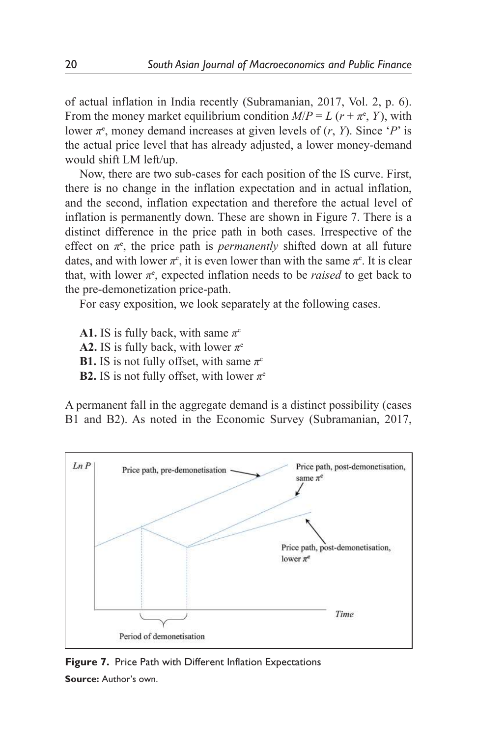of actual inflation in India recently (Subramanian, 2017, Vol. 2, p. 6). From the money market equilibrium condition $M/P = L\,(r + \pi^e, Y)$, with lower $\pi^e$, money demand increases at given levels of $(r, Y)$. Since '$P$' is the actual price level that has already adjusted, a lower money-demand would shift LM left/up.

Now, there are two sub-cases for each position of the IS curve. First, there is no change in the inflation expectation and in actual inflation, and the second, inflation expectation and therefore the actual level of inflation is permanently down. These are shown in Figure 7. There is a distinct difference in the price path in both cases. Irrespective of the effect on $\pi^e$, the price path is *permanently* shifted down at all future dates, and with lower $\pi^e$, it is even lower than with the same $\pi^e$. It is clear that, with lower $\pi^e$, expected inflation needs to be *raised* to get back to the pre-demonetization price-path.

For easy exposition, we look separately at the following cases.

**A1.** IS is fully back, with same $\pi^e$
**A2.** IS is fully back, with lower $\pi^e$
**B1.** IS is not fully offset, with same $\pi^e$
**B2.** IS is not fully offset, with lower $\pi^e$

A permanent fall in the aggregate demand is a distinct possibility (cases B1 and B2). As noted in the Economic Survey (Subramanian, 2017,

**Figure 7.** Price Path with Different Inflation Expectations

**Source:** Author's own.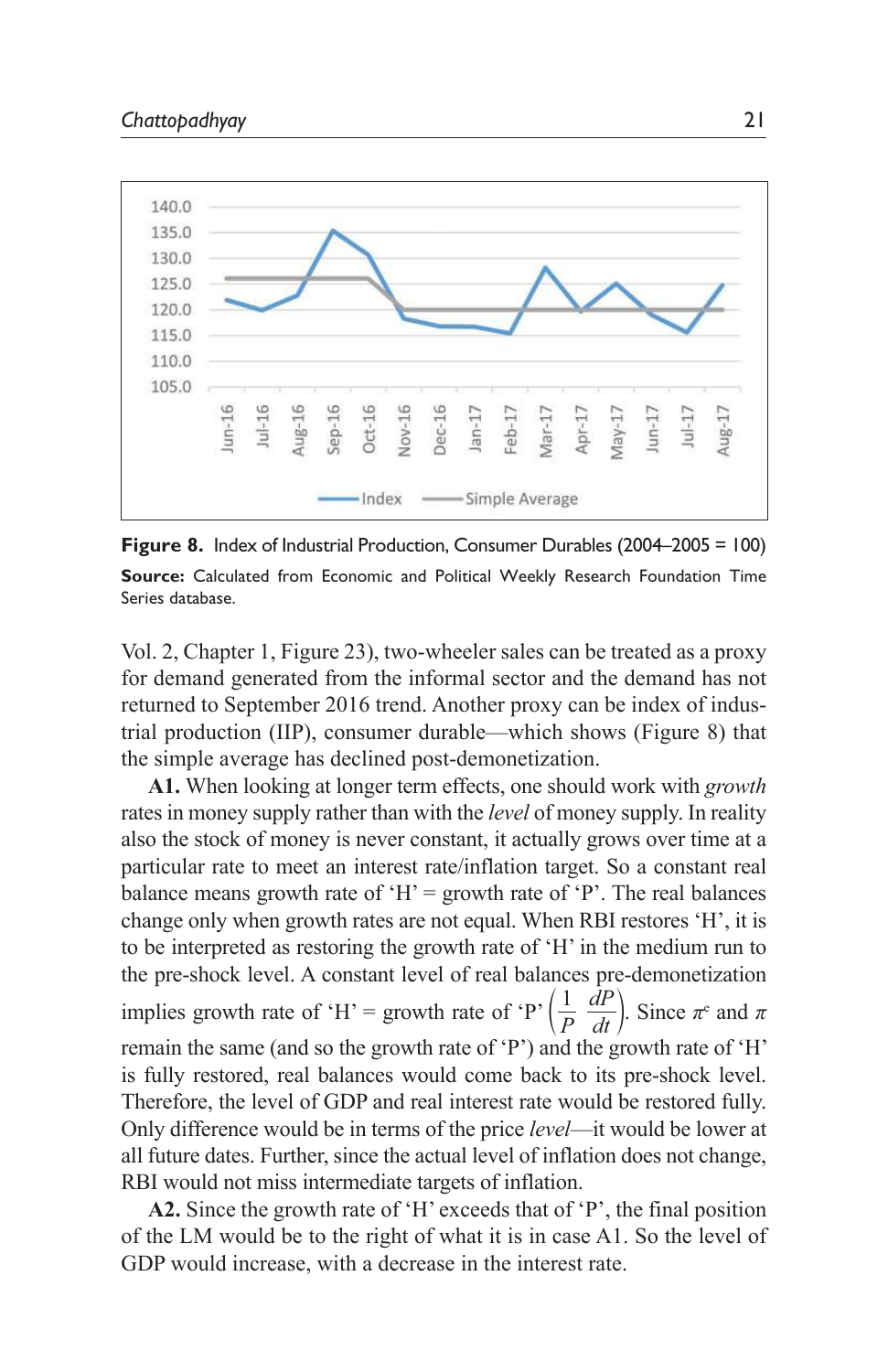**Figure 8.** Index of Industrial Production, Consumer Durables (2004–2005 = 100)

**Source:** Calculated from Economic and Political Weekly Research Foundation Time Series database.

Vol. 2, Chapter 1, Figure 23), two-wheeler sales can be treated as a proxy for demand generated from the informal sector and the demand has not returned to September 2016 trend. Another proxy can be index of industrial production (IIP), consumer durable—which shows (Figure 8) that the simple average has declined post-demonetization.

**A1.** When looking at longer term effects, one should work with *growth* rates in money supply rather than with the *level* of money supply. In reality also the stock of money is never constant, it actually grows over time at a particular rate to meet an interest rate/inflation target. So a constant real balance means growth rate of 'H' = growth rate of 'P'. The real balances change only when growth rates are not equal. When RBI restores 'H', it is to be interpreted as restoring the growth rate of 'H' in the medium run to the pre-shock level. A constant level of real balances pre-demonetization implies growth rate of 'H' = growth rate of 'P' $\left(\frac{1}{P}\frac{dP}{dt}\right)$. Since $\pi^e$ and $\pi$ remain the same (and so the growth rate of 'P') and the growth rate of 'H' is fully restored, real balances would come back to its pre-shock level. Therefore, the level of GDP and real interest rate would be restored fully. Only difference would be in terms of the price *level*—it would be lower at all future dates. Further, since the actual level of inflation does not change, RBI would not miss intermediate targets of inflation.

**A2.** Since the growth rate of 'H' exceeds that of 'P', the final position of the LM would be to the right of what it is in case A1. So the level of GDP would increase, with a decrease in the interest rate.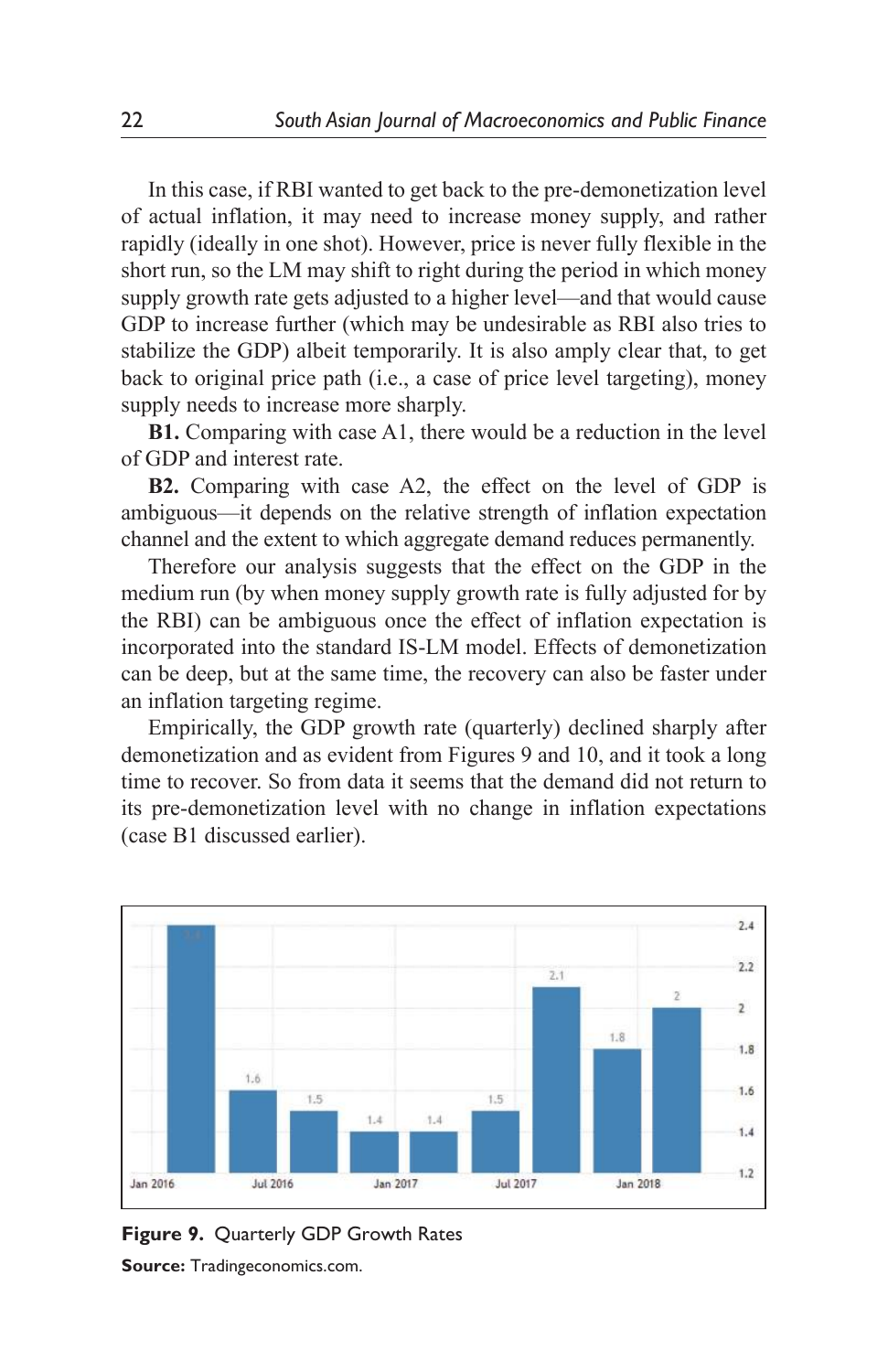In this case, if RBI wanted to get back to the pre-demonetization level of actual inflation, it may need to increase money supply, and rather rapidly (ideally in one shot). However, price is never fully flexible in the short run, so the LM may shift to right during the period in which money supply growth rate gets adjusted to a higher level—and that would cause GDP to increase further (which may be undesirable as RBI also tries to stabilize the GDP) albeit temporarily. It is also amply clear that, to get back to original price path (i.e., a case of price level targeting), money supply needs to increase more sharply.

**B1.** Comparing with case A1, there would be a reduction in the level of GDP and interest rate.

**B2.** Comparing with case A2, the effect on the level of GDP is ambiguous—it depends on the relative strength of inflation expectation channel and the extent to which aggregate demand reduces permanently.

Therefore our analysis suggests that the effect on the GDP in the medium run (by when money supply growth rate is fully adjusted for by the RBI) can be ambiguous once the effect of inflation expectation is incorporated into the standard IS-LM model. Effects of demonetization can be deep, but at the same time, the recovery can also be faster under an inflation targeting regime.

Empirically, the GDP growth rate (quarterly) declined sharply after demonetization and as evident from Figures 9 and 10, and it took a long time to recover. So from data it seems that the demand did not return to its pre-demonetization level with no change in inflation expectations (case B1 discussed earlier).

**Figure 9.** Quarterly GDP Growth Rates

**Source:** Tradingeconomics.com.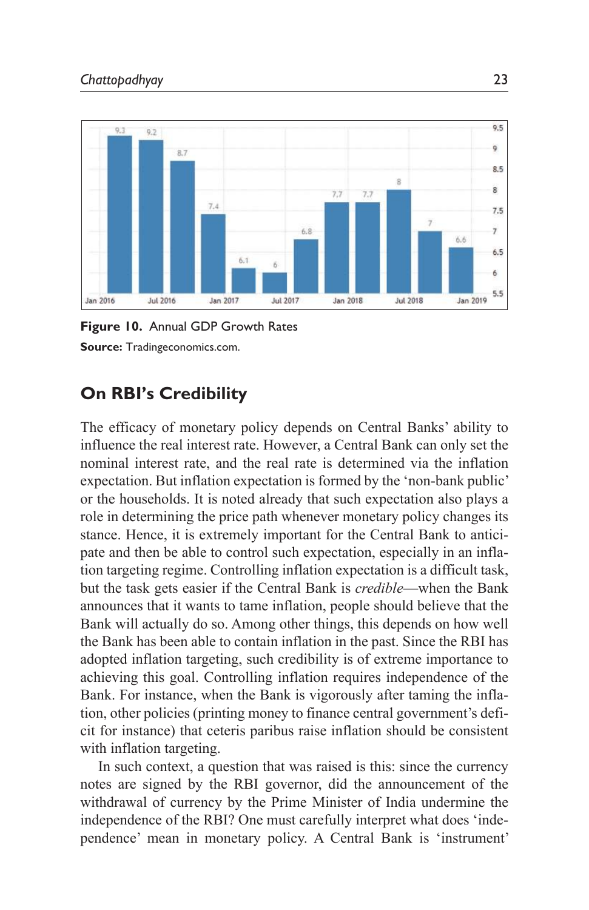**Figure 10.** Annual GDP Growth Rates

**Source:** Tradingeconomics.com.

## On RBI's Credibility

The efficacy of monetary policy depends on Central Banks' ability to influence the real interest rate. However, a Central Bank can only set the nominal interest rate, and the real rate is determined via the inflation expectation. But inflation expectation is formed by the 'non-bank public' or the households. It is noted already that such expectation also plays a role in determining the price path whenever monetary policy changes its stance. Hence, it is extremely important for the Central Bank to anticipate and then be able to control such expectation, especially in an inflation targeting regime. Controlling inflation expectation is a difficult task, but the task gets easier if the Central Bank is *credible*—when the Bank announces that it wants to tame inflation, people should believe that the Bank will actually do so. Among other things, this depends on how well the Bank has been able to contain inflation in the past. Since the RBI has adopted inflation targeting, such credibility is of extreme importance to achieving this goal. Controlling inflation requires independence of the Bank. For instance, when the Bank is vigorously after taming the inflation, other policies (printing money to finance central government's deficit for instance) that ceteris paribus raise inflation should be consistent with inflation targeting.

In such context, a question that was raised is this: since the currency notes are signed by the RBI governor, did the announcement of the withdrawal of currency by the Prime Minister of India undermine the independence of the RBI? One must carefully interpret what does 'independence' mean in monetary policy. A Central Bank is 'instrument'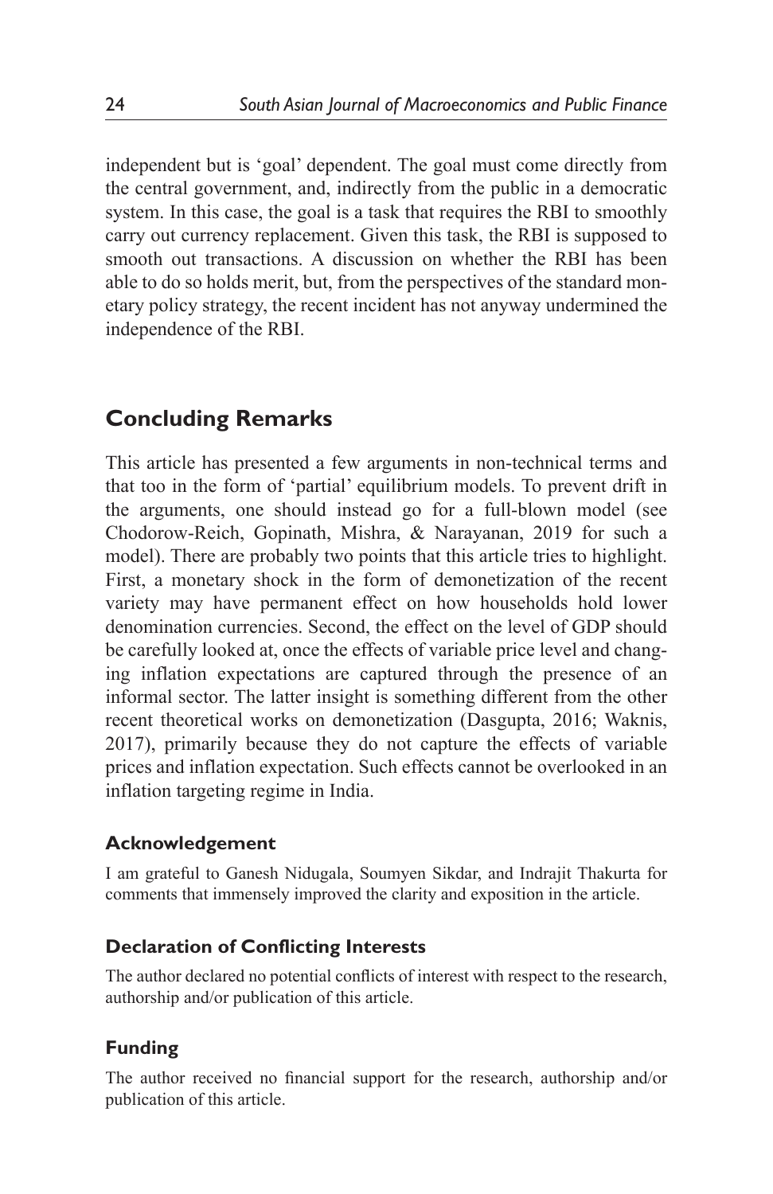independent but is 'goal' dependent. The goal must come directly from the central government, and, indirectly from the public in a democratic system. In this case, the goal is a task that requires the RBI to smoothly carry out currency replacement. Given this task, the RBI is supposed to smooth out transactions. A discussion on whether the RBI has been able to do so holds merit, but, from the perspectives of the standard monetary policy strategy, the recent incident has not anyway undermined the independence of the RBI.

## Concluding Remarks

This article has presented a few arguments in non-technical terms and that too in the form of 'partial' equilibrium models. To prevent drift in the arguments, one should instead go for a full-blown model (see Chodorow-Reich, Gopinath, Mishra, & Narayanan, 2019 for such a model). There are probably two points that this article tries to highlight. First, a monetary shock in the form of demonetization of the recent variety may have permanent effect on how households hold lower denomination currencies. Second, the effect on the level of GDP should be carefully looked at, once the effects of variable price level and changing inflation expectations are captured through the presence of an informal sector. The latter insight is something different from the other recent theoretical works on demonetization (Dasgupta, 2016; Waknis, 2017), primarily because they do not capture the effects of variable prices and inflation expectation. Such effects cannot be overlooked in an inflation targeting regime in India.

### Acknowledgement

I am grateful to Ganesh Nidugala, Soumyen Sikdar, and Indrajit Thakurta for comments that immensely improved the clarity and exposition in the article.

### Declaration of Conflicting Interests

The author declared no potential conflicts of interest with respect to the research, authorship and/or publication of this article.

### Funding

The author received no financial support for the research, authorship and/or publication of this article.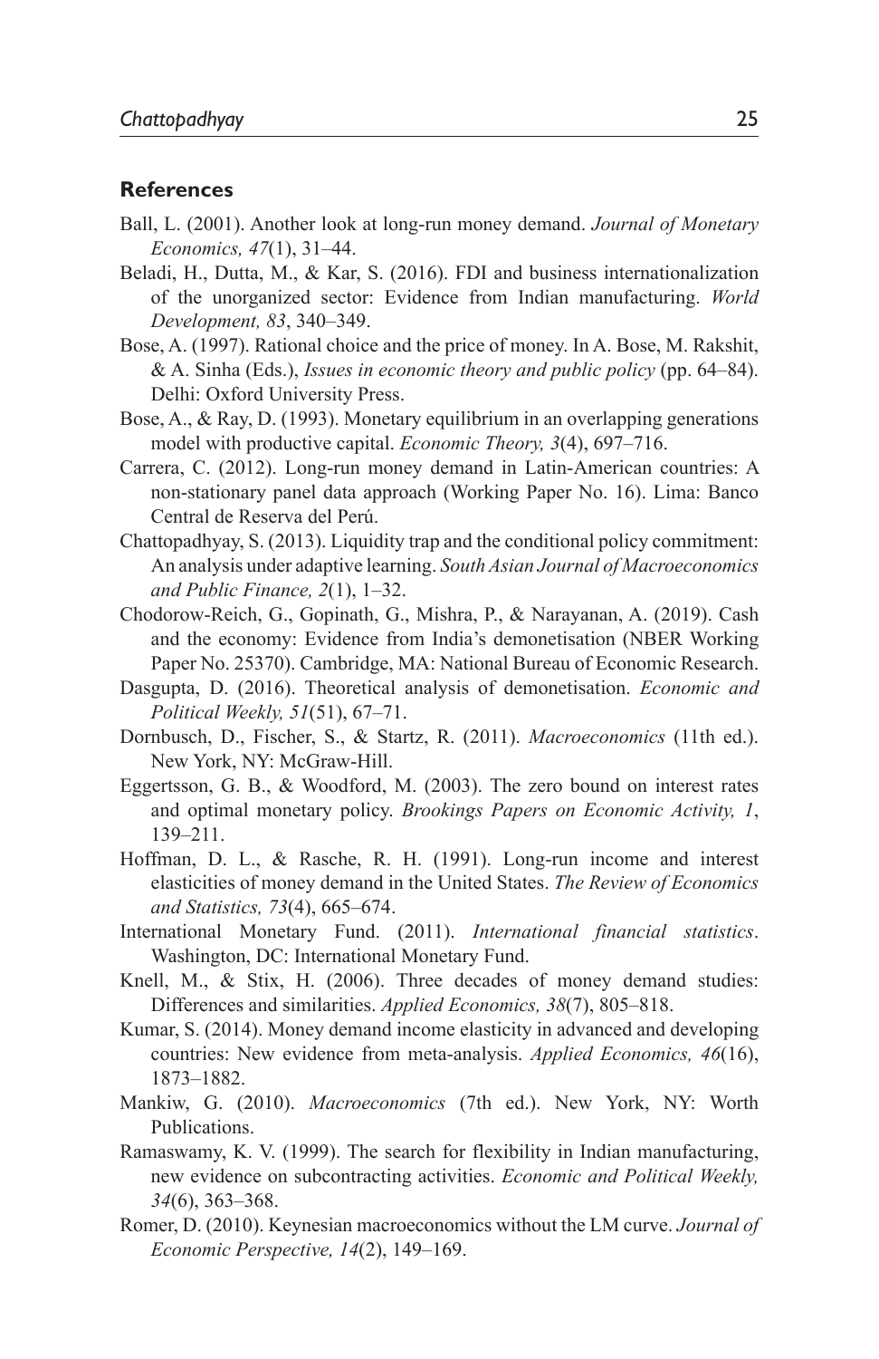## References

Ball, L. (2001). Another look at long-run money demand. *Journal of Monetary Economics, 47*(1), 31–44.

Beladi, H., Dutta, M., & Kar, S. (2016). FDI and business internationalization of the unorganized sector: Evidence from Indian manufacturing. *World Development, 83*, 340–349.

Bose, A. (1997). Rational choice and the price of money. In A. Bose, M. Rakshit, & A. Sinha (Eds.), *Issues in economic theory and public policy* (pp. 64–84). Delhi: Oxford University Press.

Bose, A., & Ray, D. (1993). Monetary equilibrium in an overlapping generations model with productive capital. *Economic Theory, 3*(4), 697–716.

Carrera, C. (2012). Long-run money demand in Latin-American countries: A non-stationary panel data approach (Working Paper No. 16). Lima: Banco Central de Reserva del Perú.

Chattopadhyay, S. (2013). Liquidity trap and the conditional policy commitment: An analysis under adaptive learning. *South Asian Journal of Macroeconomics and Public Finance, 2*(1), 1–32.

Chodorow-Reich, G., Gopinath, G., Mishra, P., & Narayanan, A. (2019). Cash and the economy: Evidence from India's demonetisation (NBER Working Paper No. 25370). Cambridge, MA: National Bureau of Economic Research.

Dasgupta, D. (2016). Theoretical analysis of demonetisation. *Economic and Political Weekly, 51*(51), 67–71.

Dornbusch, D., Fischer, S., & Startz, R. (2011). *Macroeconomics* (11th ed.). New York, NY: McGraw-Hill.

Eggertsson, G. B., & Woodford, M. (2003). The zero bound on interest rates and optimal monetary policy. *Brookings Papers on Economic Activity, 1*, 139–211.

Hoffman, D. L., & Rasche, R. H. (1991). Long-run income and interest elasticities of money demand in the United States. *The Review of Economics and Statistics, 73*(4), 665–674.

International Monetary Fund. (2011). *International financial statistics*. Washington, DC: International Monetary Fund.

Knell, M., & Stix, H. (2006). Three decades of money demand studies: Differences and similarities. *Applied Economics, 38*(7), 805–818.

Kumar, S. (2014). Money demand income elasticity in advanced and developing countries: New evidence from meta-analysis. *Applied Economics, 46*(16), 1873–1882.

Mankiw, G. (2010). *Macroeconomics* (7th ed.). New York, NY: Worth Publications.

Ramaswamy, K. V. (1999). The search for flexibility in Indian manufacturing, new evidence on subcontracting activities. *Economic and Political Weekly, 34*(6), 363–368.

Romer, D. (2010). Keynesian macroeconomics without the LM curve. *Journal of Economic Perspective, 14*(2), 149–169.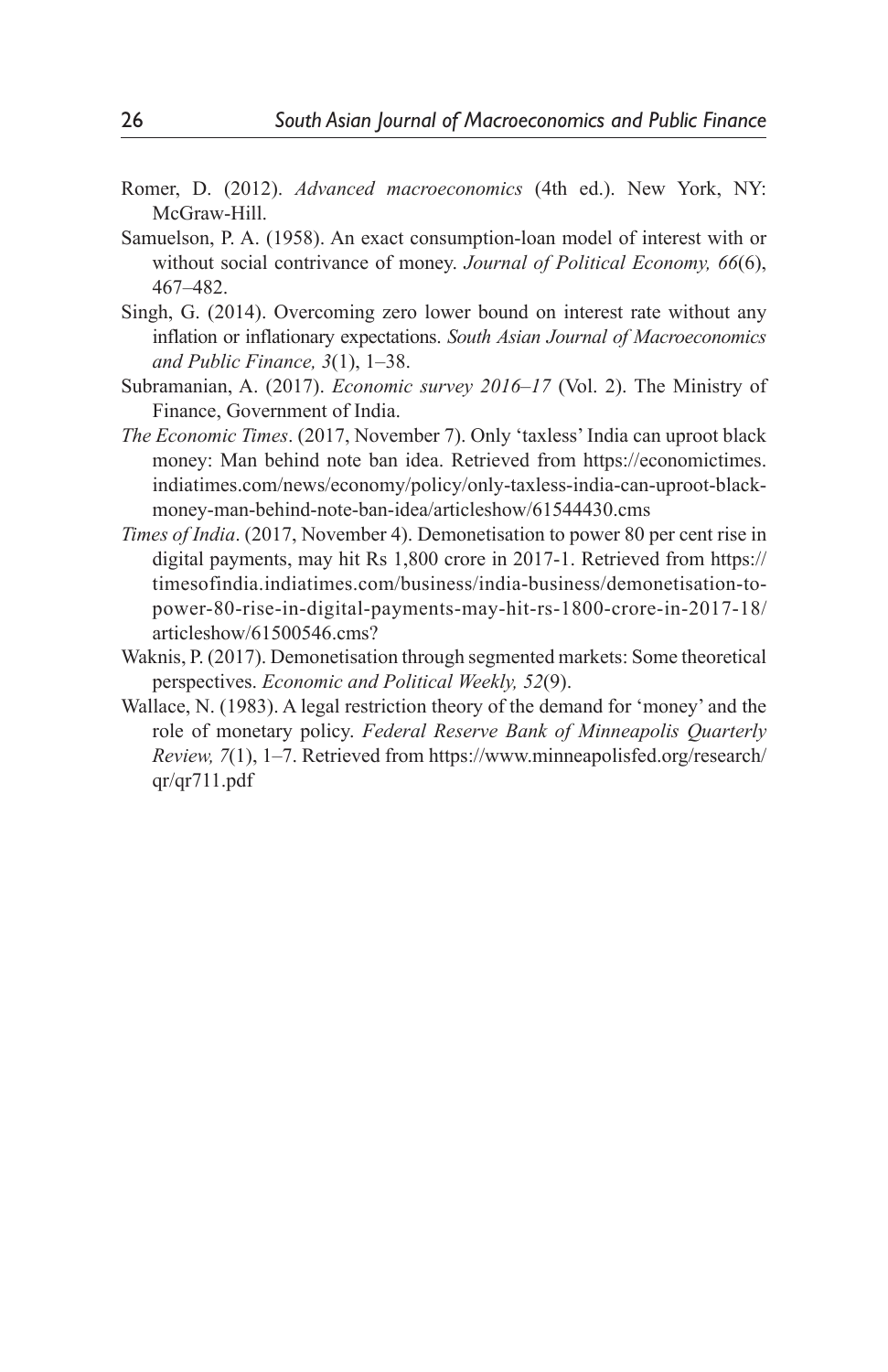Romer, D. (2012). *Advanced macroeconomics* (4th ed.). New York, NY: McGraw-Hill.

Samuelson, P. A. (1958). An exact consumption-loan model of interest with or without social contrivance of money. *Journal of Political Economy, 66*(6), 467–482.

Singh, G. (2014). Overcoming zero lower bound on interest rate without any inflation or inflationary expectations. *South Asian Journal of Macroeconomics and Public Finance, 3*(1), 1–38.

Subramanian, A. (2017). *Economic survey 2016–17* (Vol. 2). The Ministry of Finance, Government of India.

*The Economic Times*. (2017, November 7). Only 'taxless' India can uproot black money: Man behind note ban idea. Retrieved from https://economictimes.indiatimes.com/news/economy/policy/only-taxless-india-can-uproot-black-money-man-behind-note-ban-idea/articleshow/61544430.cms

*Times of India*. (2017, November 4). Demonetisation to power 80 per cent rise in digital payments, may hit Rs 1,800 crore in 2017-1. Retrieved from https://timesofindia.indiatimes.com/business/india-business/demonetisation-to-power-80-rise-in-digital-payments-may-hit-rs-1800-crore-in-2017-18/articleshow/61500546.cms?

Waknis, P. (2017). Demonetisation through segmented markets: Some theoretical perspectives. *Economic and Political Weekly, 52*(9).

Wallace, N. (1983). A legal restriction theory of the demand for 'money' and the role of monetary policy. *Federal Reserve Bank of Minneapolis Quarterly Review, 7*(1), 1–7. Retrieved from https://www.minneapolisfed.org/research/qr/qr711.pdf